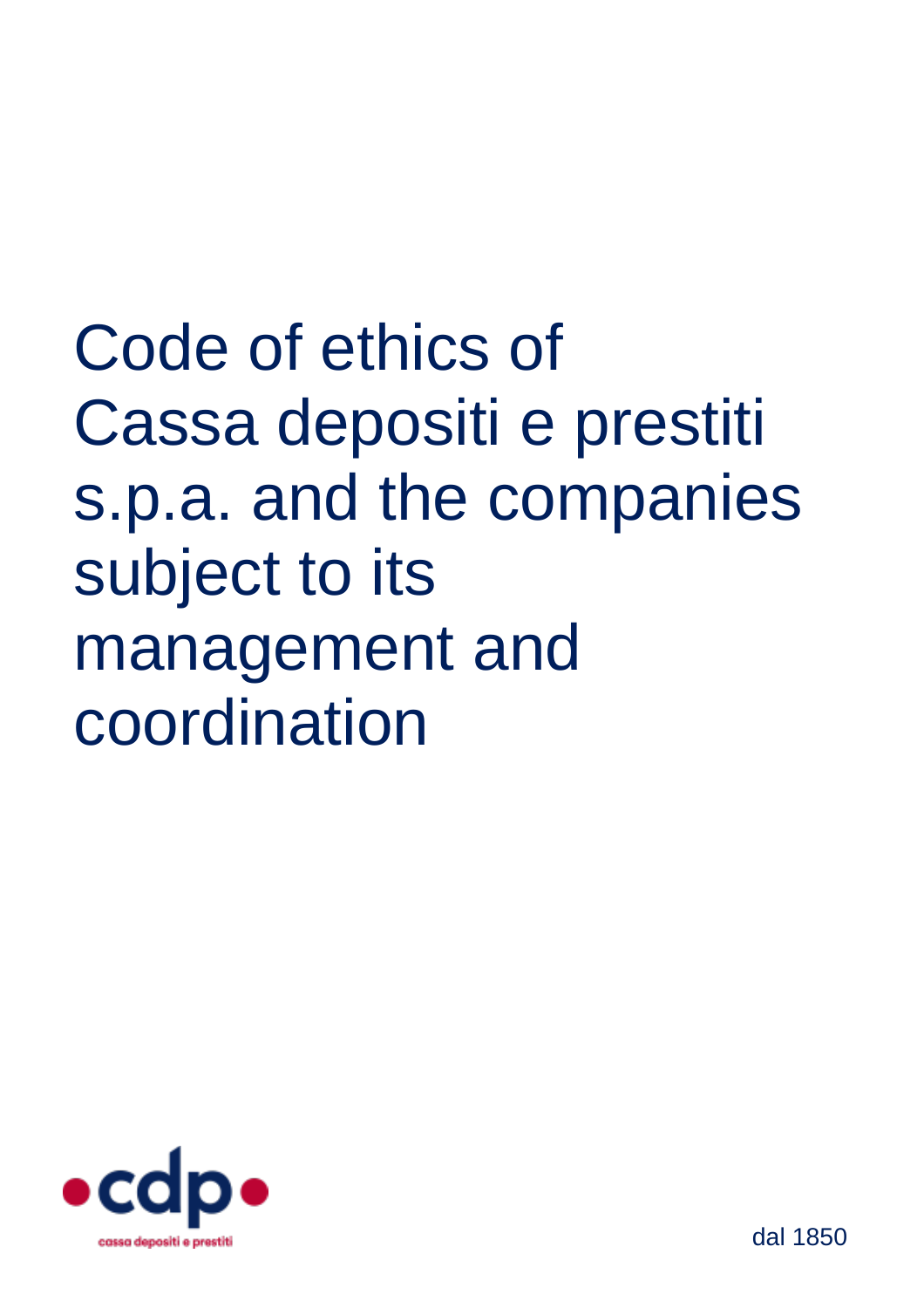# Code of ethics of Cassa depositi e prestiti s.p.a. and the companies subject to its management and coordination

cdp

cassa depositi e prestiti

dal 1850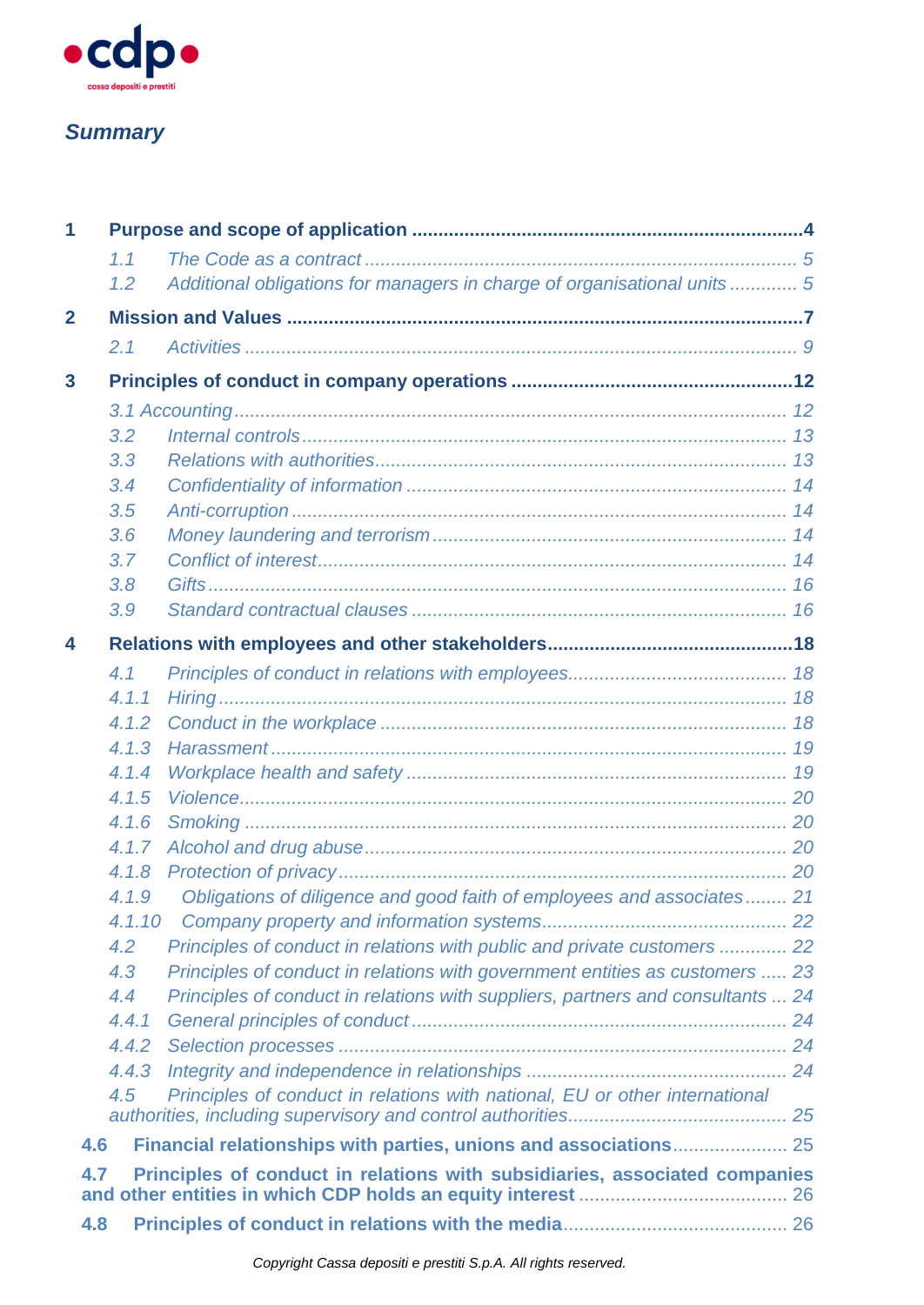*Summary*

**1 Purpose and scope of application ......................................................................4**

*1.1 The Code as a contract ................................................................................. 5*

*1.2 Additional obligations for managers in charge of organisational units ............ 5*

**2 Mission and Values ...............................................................................................7**

*2.1 Activities ....................................................................................................... 9*

**3 Principles of conduct in company operations .....................................................12**

*3.1 Accounting ...................................................................................................... 12*

*3.2 Internal controls ........................................................................................... 13*

*3.3 Relations with authorities ............................................................................. 13*

*3.4 Confidentiality of information ....................................................................... 14*

*3.5 Anti-corruption ............................................................................................. 14*

*3.6 Money laundering and terrorism .................................................................. 14*

*3.7 Conflict of interest ........................................................................................ 14*

*3.8 Gifts ............................................................................................................ 16*

*3.9 Standard contractual clauses ....................................................................... 16*

**4 Relations with employees and other stakeholders..............................................18**

*4.1 Principles of conduct in relations with employees......................................... 18*

*4.1.1 Hiring ......................................................................................................... 18*

*4.1.2 Conduct in the workplace ............................................................................ 18*

*4.1.3 Harassment ................................................................................................ 19*

*4.1.4 Workplace health and safety ....................................................................... 19*

*4.1.5 Violence ..................................................................................................... 20*

*4.1.6 Smoking ..................................................................................................... 20*

*4.1.7 Alcohol and drug abuse ............................................................................... 20*

*4.1.8 Protection of privacy ................................................................................... 20*

*4.1.9 Obligations of diligence and good faith of employees and associates ........ 21*

*4.1.10 Company property and information systems .............................................. 22*

*4.2 Principles of conduct in relations with public and private customers ............ 22*

*4.3 Principles of conduct in relations with government entities as customers ..... 23*

*4.4 Principles of conduct in relations with suppliers, partners and consultants ... 24*

*4.4.1 General principles of conduct ...................................................................... 24*

*4.4.2 Selection processes .................................................................................... 24*

*4.4.3 Integrity and independence in relationships ................................................ 24*

*4.5 Principles of conduct in relations with national, EU or other international authorities, including supervisory and control authorities......................................... 25*

**4.6 Financial relationships with parties, unions and associations**..................... 25

**4.7 Principles of conduct in relations with subsidiaries, associated companies and other entities in which CDP holds an equity interest** ....................................... 26

**4.8 Principles of conduct in relations with the media**.......................................... 26

*Copyright Cassa depositi e prestiti S.p.A. All rights reserved.*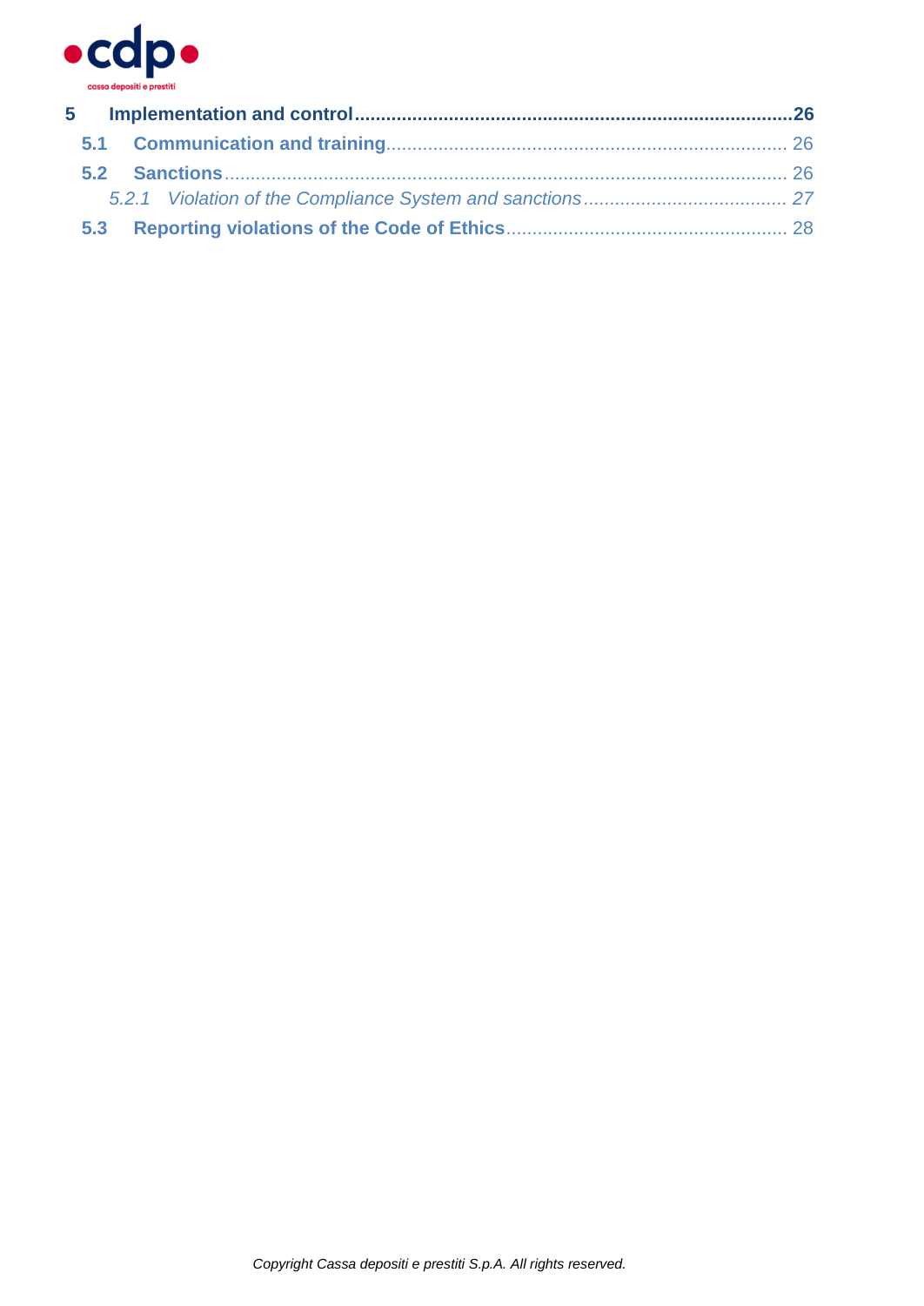**5 Implementation and control ........................................................................ 26**

5.1 Communication and training ........................................................................ 26

5.2 Sanctions ........................................................................ 26

*5.2.1 Violation of the Compliance System and sanctions ........................................ 27*

5.3 Reporting violations of the Code of Ethics ........................................ 28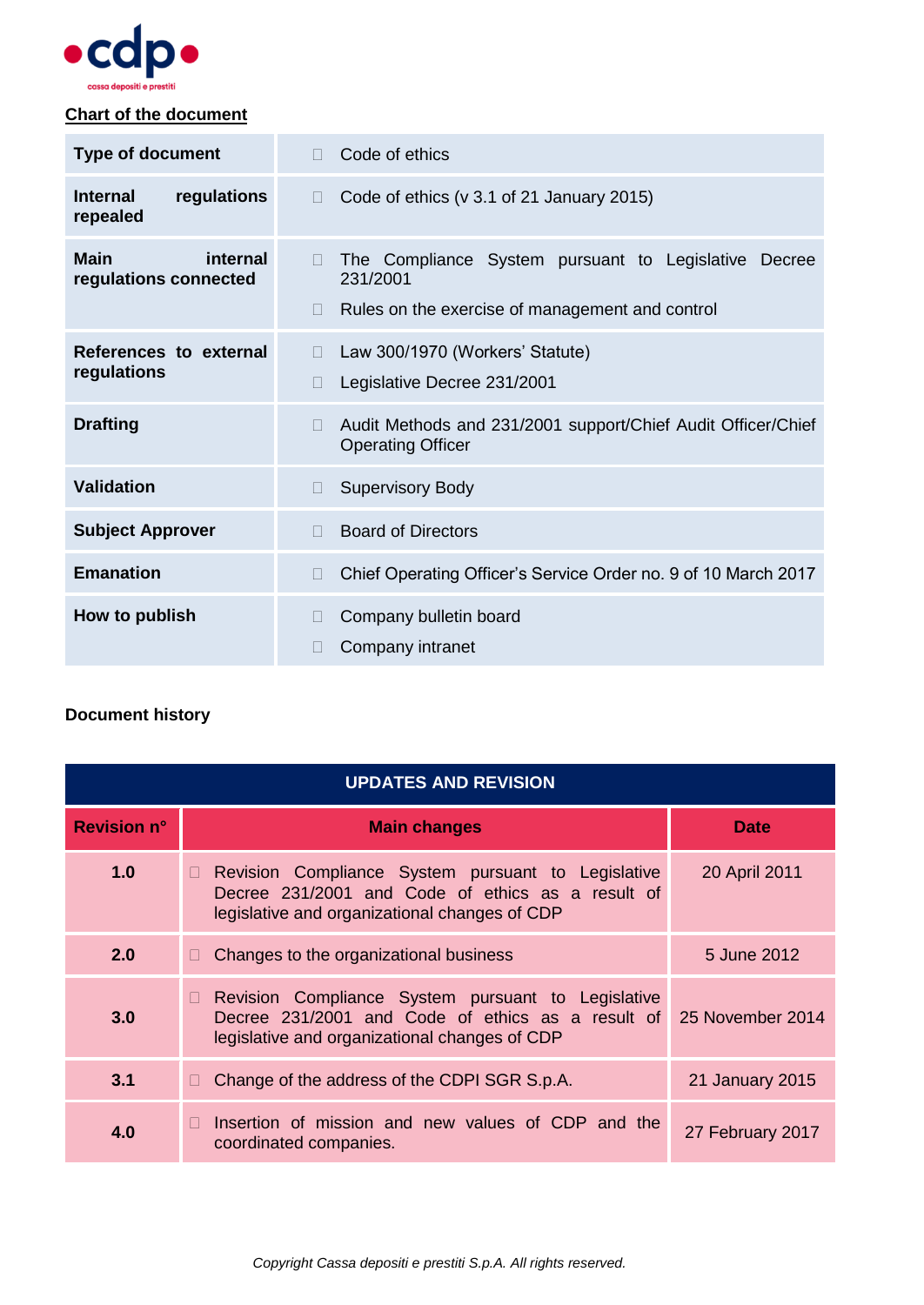**Chart of the document**

| Type of document | Code of ethics |
|---|---|
| Internal regulations repealed | Code of ethics (v 3.1 of 21 January 2015) |
| Main internal regulations connected | The Compliance System pursuant to Legislative Decree 231/2001<br>Rules on the exercise of management and control |
| References to external regulations | Law 300/1970 (Workers' Statute)<br>Legislative Decree 231/2001 |
| Drafting | Audit Methods and 231/2001 support/Chief Audit Officer/Chief Operating Officer |
| Validation | Supervisory Body |
| Subject Approver | Board of Directors |
| Emanation | Chief Operating Officer's Service Order no. 9 of 10 March 2017 |
| How to publish | Company bulletin board<br>Company intranet |

**Document history**

| UPDATES AND REVISION | | |
|---|---|---|
| **Revision n°** | **Main changes** | **Date** |
| 1.0 | Revision Compliance System pursuant to Legislative Decree 231/2001 and Code of ethics as a result of legislative and organizational changes of CDP | 20 April 2011 |
| 2.0 | Changes to the organizational business | 5 June 2012 |
| 3.0 | Revision Compliance System pursuant to Legislative Decree 231/2001 and Code of ethics as a result of legislative and organizational changes of CDP | 25 November 2014 |
| 3.1 | Change of the address of the CDPI SGR S.p.A. | 21 January 2015 |
| 4.0 | Insertion of mission and new values of CDP and the coordinated companies. | 27 February 2017 |

*Copyright Cassa depositi e prestiti S.p.A. All rights reserved.*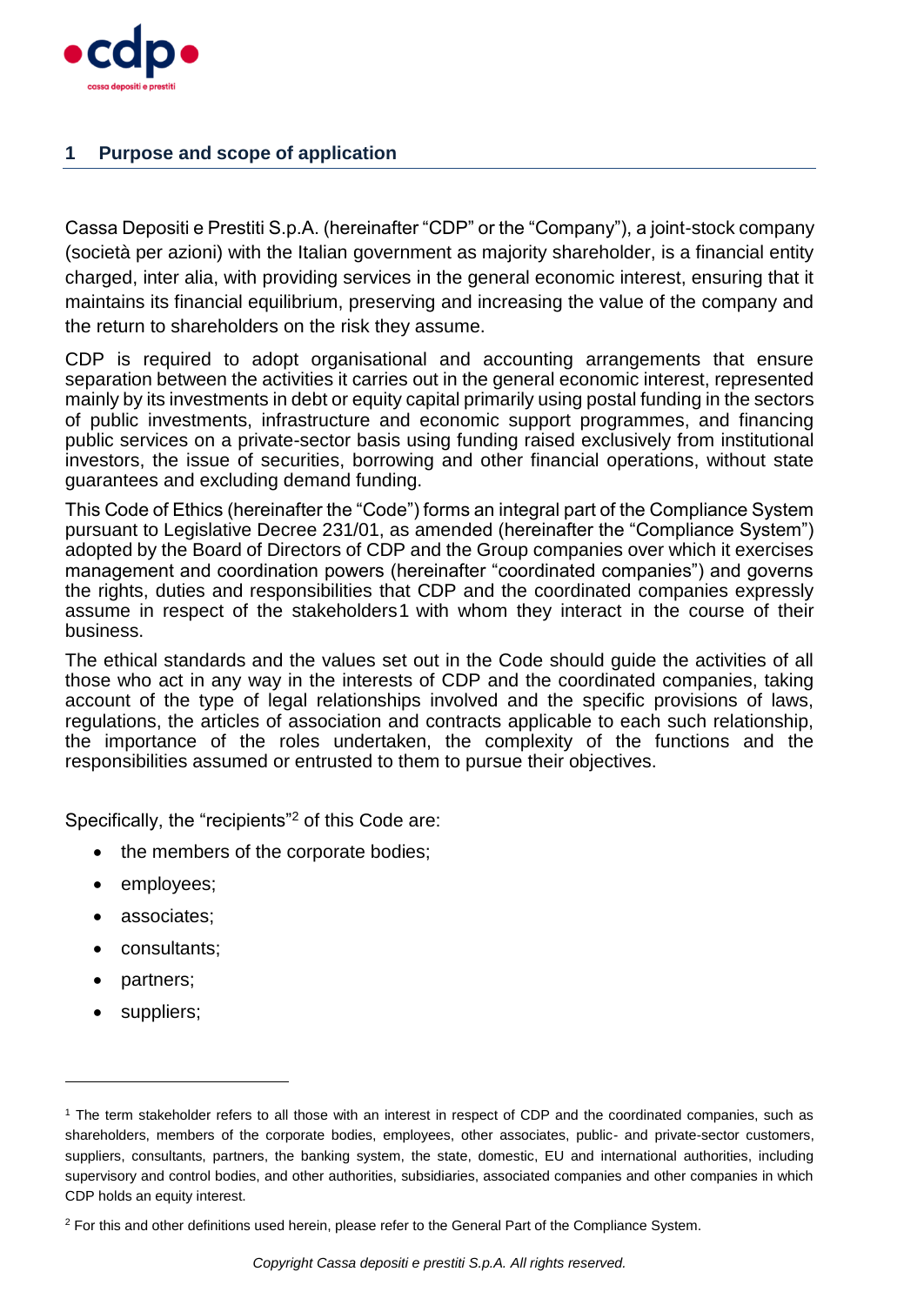## 1 Purpose and scope of application

Cassa Depositi e Prestiti S.p.A. (hereinafter "CDP" or the "Company"), a joint-stock company (società per azioni) with the Italian government as majority shareholder, is a financial entity charged, inter alia, with providing services in the general economic interest, ensuring that it maintains its financial equilibrium, preserving and increasing the value of the company and the return to shareholders on the risk they assume.

CDP is required to adopt organisational and accounting arrangements that ensure separation between the activities it carries out in the general economic interest, represented mainly by its investments in debt or equity capital primarily using postal funding in the sectors of public investments, infrastructure and economic support programmes, and financing public services on a private-sector basis using funding raised exclusively from institutional investors, the issue of securities, borrowing and other financial operations, without state guarantees and excluding demand funding.

This Code of Ethics (hereinafter the "Code") forms an integral part of the Compliance System pursuant to Legislative Decree 231/01, as amended (hereinafter the "Compliance System") adopted by the Board of Directors of CDP and the Group companies over which it exercises management and coordination powers (hereinafter "coordinated companies") and governs the rights, duties and responsibilities that CDP and the coordinated companies expressly assume in respect of the stakeholders[1] with whom they interact in the course of their business.

The ethical standards and the values set out in the Code should guide the activities of all those who act in any way in the interests of CDP and the coordinated companies, taking account of the type of legal relationships involved and the specific provisions of laws, regulations, the articles of association and contracts applicable to each such relationship, the importance of the roles undertaken, the complexity of the functions and the responsibilities assumed or entrusted to them to pursue their objectives.

Specifically, the "recipients"[2] of this Code are:

- the members of the corporate bodies;
- employees;
- associates;
- consultants;
- partners;
- suppliers;

---

[1] The term stakeholder refers to all those with an interest in respect of CDP and the coordinated companies, such as shareholders, members of the corporate bodies, employees, other associates, public- and private-sector customers, suppliers, consultants, partners, the banking system, the state, domestic, EU and international authorities, including supervisory and control bodies, and other authorities, subsidiaries, associated companies and other companies in which CDP holds an equity interest.

[2] For this and other definitions used herein, please refer to the General Part of the Compliance System.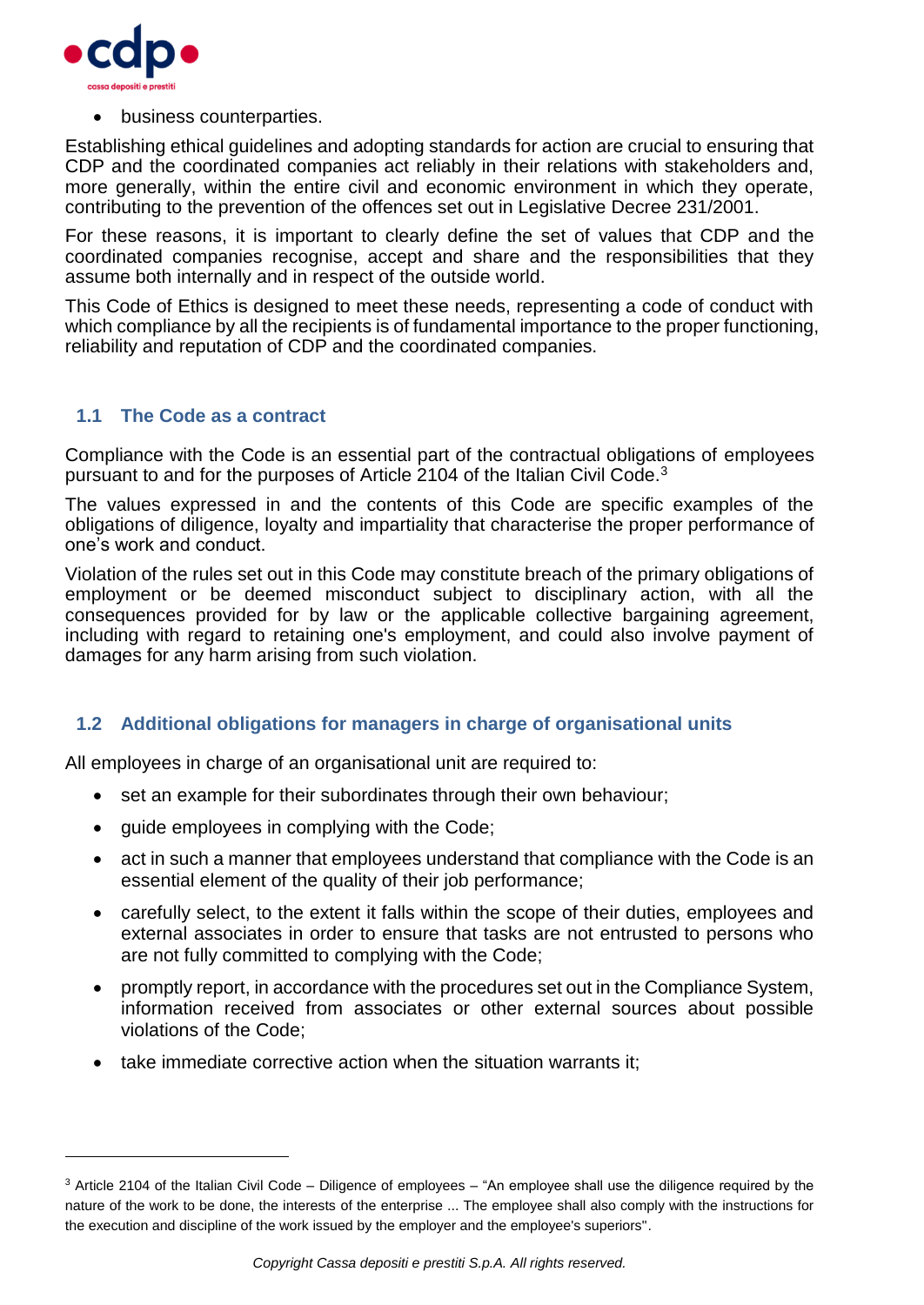- business counterparties.

Establishing ethical guidelines and adopting standards for action are crucial to ensuring that CDP and the coordinated companies act reliably in their relations with stakeholders and, more generally, within the entire civil and economic environment in which they operate, contributing to the prevention of the offences set out in Legislative Decree 231/2001.

For these reasons, it is important to clearly define the set of values that CDP and the coordinated companies recognise, accept and share and the responsibilities that they assume both internally and in respect of the outside world.

This Code of Ethics is designed to meet these needs, representing a code of conduct with which compliance by all the recipients is of fundamental importance to the proper functioning, reliability and reputation of CDP and the coordinated companies.

### 1.1 The Code as a contract

Compliance with the Code is an essential part of the contractual obligations of employees pursuant to and for the purposes of Article 2104 of the Italian Civil Code.[3]

The values expressed in and the contents of this Code are specific examples of the obligations of diligence, loyalty and impartiality that characterise the proper performance of one's work and conduct.

Violation of the rules set out in this Code may constitute breach of the primary obligations of employment or be deemed misconduct subject to disciplinary action, with all the consequences provided for by law or the applicable collective bargaining agreement, including with regard to retaining one's employment, and could also involve payment of damages for any harm arising from such violation.

### 1.2 Additional obligations for managers in charge of organisational units

All employees in charge of an organisational unit are required to:

- set an example for their subordinates through their own behaviour;
- guide employees in complying with the Code;
- act in such a manner that employees understand that compliance with the Code is an essential element of the quality of their job performance;
- carefully select, to the extent it falls within the scope of their duties, employees and external associates in order to ensure that tasks are not entrusted to persons who are not fully committed to complying with the Code;
- promptly report, in accordance with the procedures set out in the Compliance System, information received from associates or other external sources about possible violations of the Code;
- take immediate corrective action when the situation warrants it;

[3] Article 2104 of the Italian Civil Code – Diligence of employees – "An employee shall use the diligence required by the nature of the work to be done, the interests of the enterprise ... The employee shall also comply with the instructions for the execution and discipline of the work issued by the employer and the employee's superiors".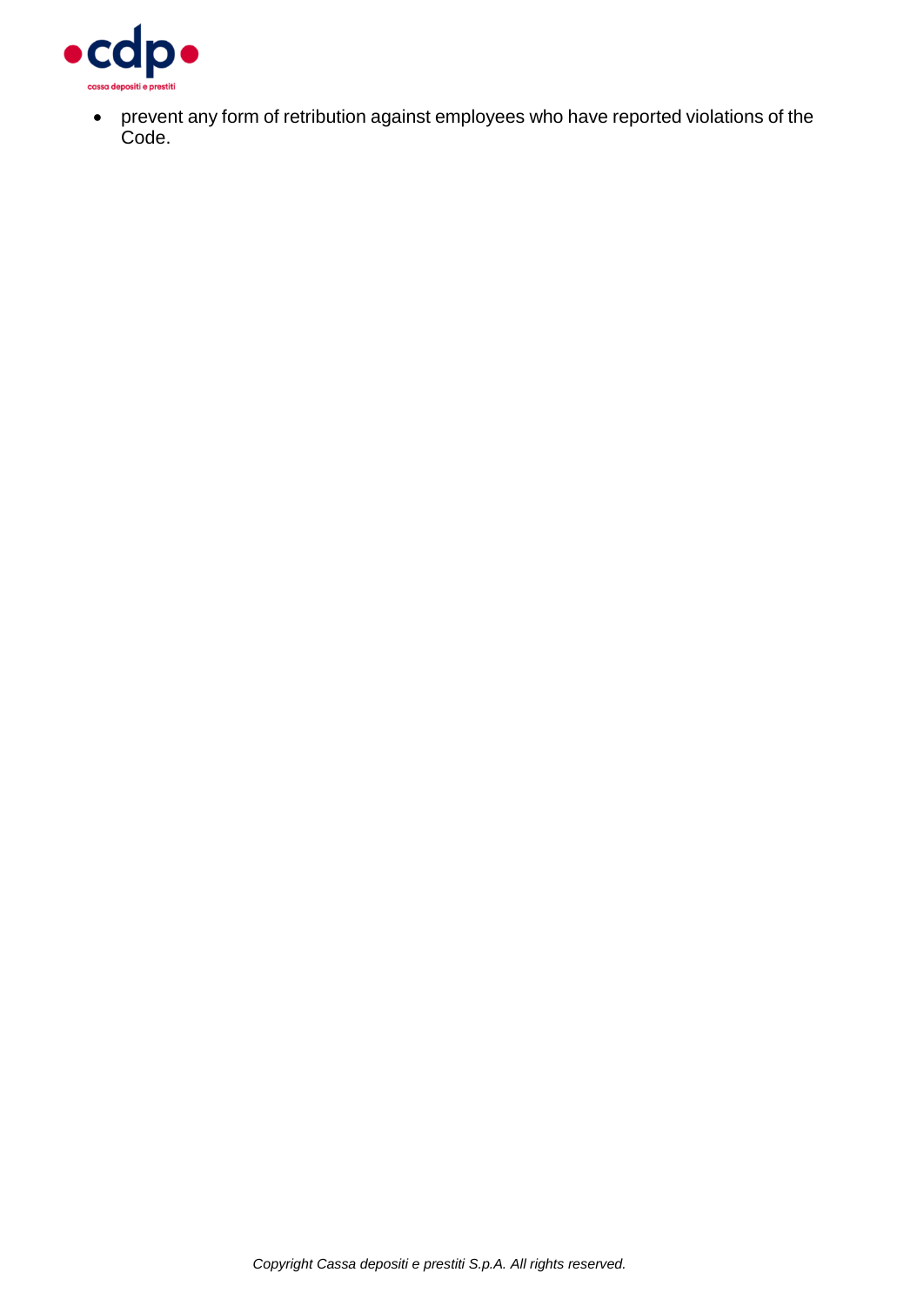- prevent any form of retribution against employees who have reported violations of the Code.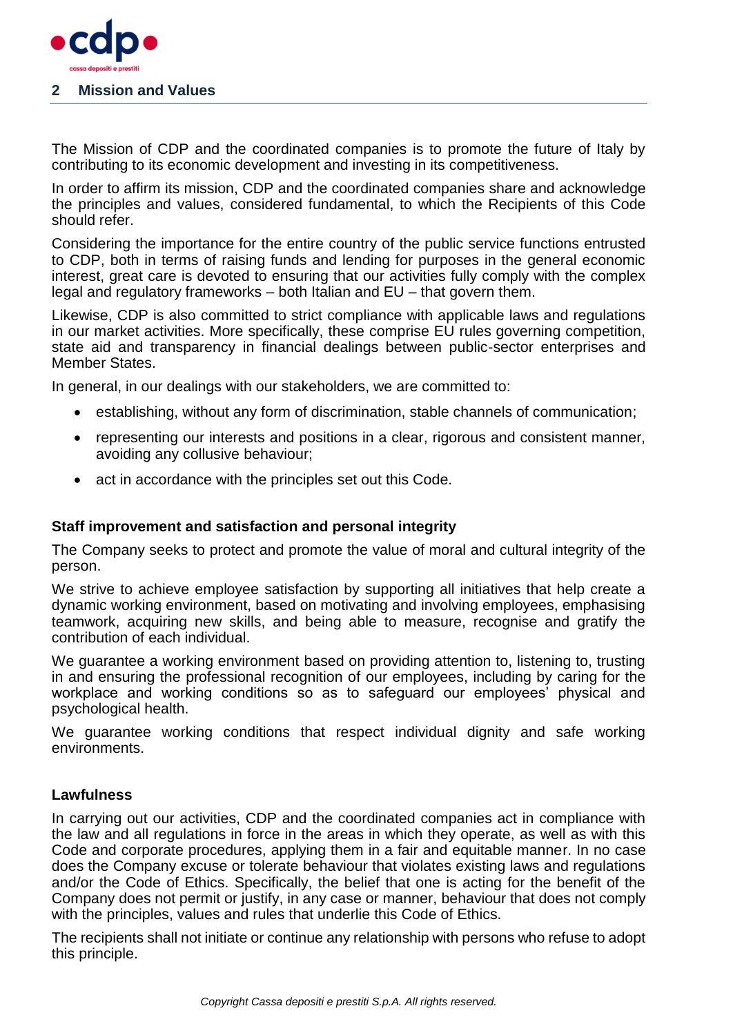## 2 Mission and Values

The Mission of CDP and the coordinated companies is to promote the future of Italy by contributing to its economic development and investing in its competitiveness.

In order to affirm its mission, CDP and the coordinated companies share and acknowledge the principles and values, considered fundamental, to which the Recipients of this Code should refer.

Considering the importance for the entire country of the public service functions entrusted to CDP, both in terms of raising funds and lending for purposes in the general economic interest, great care is devoted to ensuring that our activities fully comply with the complex legal and regulatory frameworks – both Italian and EU – that govern them.

Likewise, CDP is also committed to strict compliance with applicable laws and regulations in our market activities. More specifically, these comprise EU rules governing competition, state aid and transparency in financial dealings between public-sector enterprises and Member States.

In general, in our dealings with our stakeholders, we are committed to:

- establishing, without any form of discrimination, stable channels of communication;
- representing our interests and positions in a clear, rigorous and consistent manner, avoiding any collusive behaviour;
- act in accordance with the principles set out this Code.

**Staff improvement and satisfaction and personal integrity**

The Company seeks to protect and promote the value of moral and cultural integrity of the person.

We strive to achieve employee satisfaction by supporting all initiatives that help create a dynamic working environment, based on motivating and involving employees, emphasising teamwork, acquiring new skills, and being able to measure, recognise and gratify the contribution of each individual.

We guarantee a working environment based on providing attention to, listening to, trusting in and ensuring the professional recognition of our employees, including by caring for the workplace and working conditions so as to safeguard our employees' physical and psychological health.

We guarantee working conditions that respect individual dignity and safe working environments.

**Lawfulness**

In carrying out our activities, CDP and the coordinated companies act in compliance with the law and all regulations in force in the areas in which they operate, as well as with this Code and corporate procedures, applying them in a fair and equitable manner. In no case does the Company excuse or tolerate behaviour that violates existing laws and regulations and/or the Code of Ethics. Specifically, the belief that one is acting for the benefit of the Company does not permit or justify, in any case or manner, behaviour that does not comply with the principles, values and rules that underlie this Code of Ethics.

The recipients shall not initiate or continue any relationship with persons who refuse to adopt this principle.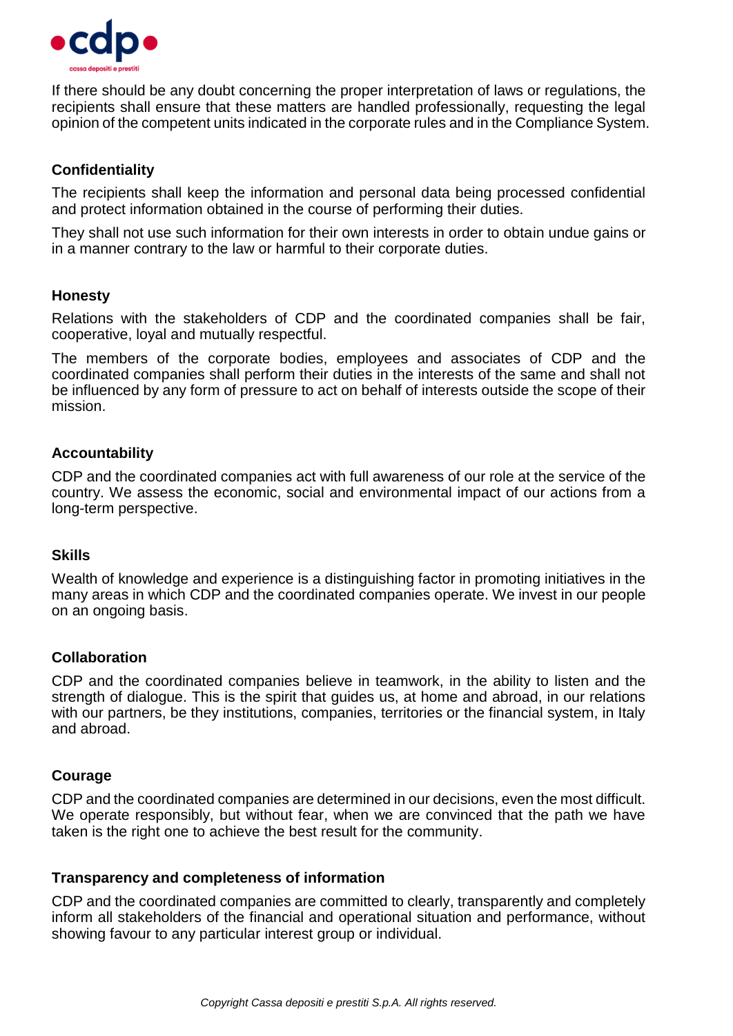If there should be any doubt concerning the proper interpretation of laws or regulations, the recipients shall ensure that these matters are handled professionally, requesting the legal opinion of the competent units indicated in the corporate rules and in the Compliance System.

### Confidentiality

The recipients shall keep the information and personal data being processed confidential and protect information obtained in the course of performing their duties.

They shall not use such information for their own interests in order to obtain undue gains or in a manner contrary to the law or harmful to their corporate duties.

### Honesty

Relations with the stakeholders of CDP and the coordinated companies shall be fair, cooperative, loyal and mutually respectful.

The members of the corporate bodies, employees and associates of CDP and the coordinated companies shall perform their duties in the interests of the same and shall not be influenced by any form of pressure to act on behalf of interests outside the scope of their mission.

### Accountability

CDP and the coordinated companies act with full awareness of our role at the service of the country. We assess the economic, social and environmental impact of our actions from a long-term perspective.

### Skills

Wealth of knowledge and experience is a distinguishing factor in promoting initiatives in the many areas in which CDP and the coordinated companies operate. We invest in our people on an ongoing basis.

### Collaboration

CDP and the coordinated companies believe in teamwork, in the ability to listen and the strength of dialogue. This is the spirit that guides us, at home and abroad, in our relations with our partners, be they institutions, companies, territories or the financial system, in Italy and abroad.

### Courage

CDP and the coordinated companies are determined in our decisions, even the most difficult. We operate responsibly, but without fear, when we are convinced that the path we have taken is the right one to achieve the best result for the community.

### Transparency and completeness of information

CDP and the coordinated companies are committed to clearly, transparently and completely inform all stakeholders of the financial and operational situation and performance, without showing favour to any particular interest group or individual.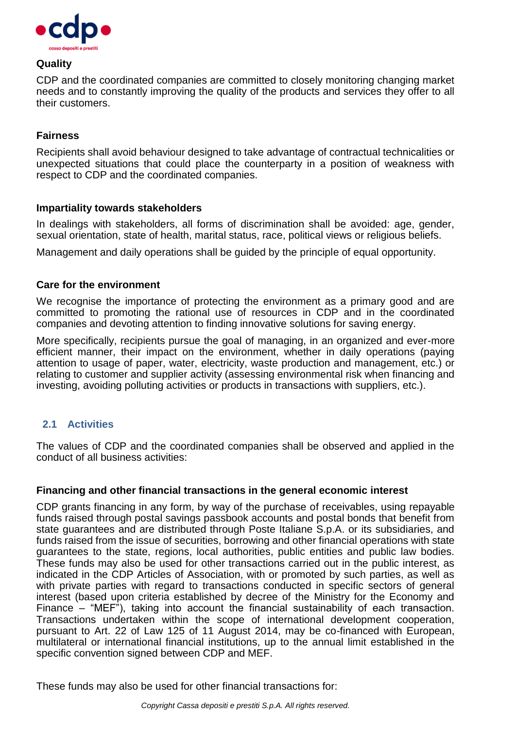**Quality**

CDP and the coordinated companies are committed to closely monitoring changing market needs and to constantly improving the quality of the products and services they offer to all their customers.

**Fairness**

Recipients shall avoid behaviour designed to take advantage of contractual technicalities or unexpected situations that could place the counterparty in a position of weakness with respect to CDP and the coordinated companies.

**Impartiality towards stakeholders**

In dealings with stakeholders, all forms of discrimination shall be avoided: age, gender, sexual orientation, state of health, marital status, race, political views or religious beliefs.

Management and daily operations shall be guided by the principle of equal opportunity.

**Care for the environment**

We recognise the importance of protecting the environment as a primary good and are committed to promoting the rational use of resources in CDP and in the coordinated companies and devoting attention to finding innovative solutions for saving energy.

More specifically, recipients pursue the goal of managing, in an organized and ever-more efficient manner, their impact on the environment, whether in daily operations (paying attention to usage of paper, water, electricity, waste production and management, etc.) or relating to customer and supplier activity (assessing environmental risk when financing and investing, avoiding polluting activities or products in transactions with suppliers, etc.).

## 2.1 Activities

The values of CDP and the coordinated companies shall be observed and applied in the conduct of all business activities:

**Financing and other financial transactions in the general economic interest**

CDP grants financing in any form, by way of the purchase of receivables, using repayable funds raised through postal savings passbook accounts and postal bonds that benefit from state guarantees and are distributed through Poste Italiane S.p.A. or its subsidiaries, and funds raised from the issue of securities, borrowing and other financial operations with state guarantees to the state, regions, local authorities, public entities and public law bodies. These funds may also be used for other transactions carried out in the public interest, as indicated in the CDP Articles of Association, with or promoted by such parties, as well as with private parties with regard to transactions conducted in specific sectors of general interest (based upon criteria established by decree of the Ministry for the Economy and Finance – "MEF"), taking into account the financial sustainability of each transaction. Transactions undertaken within the scope of international development cooperation, pursuant to Art. 22 of Law 125 of 11 August 2014, may be co-financed with European, multilateral or international financial institutions, up to the annual limit established in the specific convention signed between CDP and MEF.

These funds may also be used for other financial transactions for: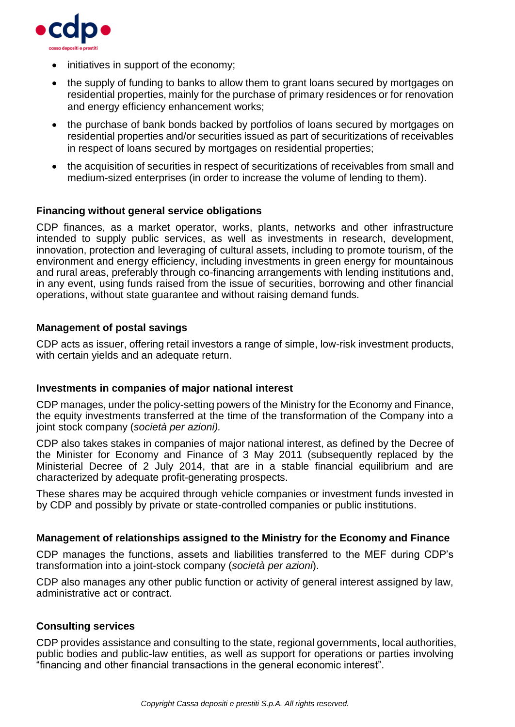- initiatives in support of the economy;
- the supply of funding to banks to allow them to grant loans secured by mortgages on residential properties, mainly for the purchase of primary residences or for renovation and energy efficiency enhancement works;
- the purchase of bank bonds backed by portfolios of loans secured by mortgages on residential properties and/or securities issued as part of securitizations of receivables in respect of loans secured by mortgages on residential properties;
- the acquisition of securities in respect of securitizations of receivables from small and medium-sized enterprises (in order to increase the volume of lending to them).

**Financing without general service obligations**

CDP finances, as a market operator, works, plants, networks and other infrastructure intended to supply public services, as well as investments in research, development, innovation, protection and leveraging of cultural assets, including to promote tourism, of the environment and energy efficiency, including investments in green energy for mountainous and rural areas, preferably through co-financing arrangements with lending institutions and, in any event, using funds raised from the issue of securities, borrowing and other financial operations, without state guarantee and without raising demand funds.

**Management of postal savings**

CDP acts as issuer, offering retail investors a range of simple, low-risk investment products, with certain yields and an adequate return.

**Investments in companies of major national interest**

CDP manages, under the policy-setting powers of the Ministry for the Economy and Finance, the equity investments transferred at the time of the transformation of the Company into a joint stock company (*società per azioni).*

CDP also takes stakes in companies of major national interest, as defined by the Decree of the Minister for Economy and Finance of 3 May 2011 (subsequently replaced by the Ministerial Decree of 2 July 2014, that are in a stable financial equilibrium and are characterized by adequate profit-generating prospects.

These shares may be acquired through vehicle companies or investment funds invested in by CDP and possibly by private or state-controlled companies or public institutions.

**Management of relationships assigned to the Ministry for the Economy and Finance**

CDP manages the functions, assets and liabilities transferred to the MEF during CDP's transformation into a joint-stock company (*società per azioni*).

CDP also manages any other public function or activity of general interest assigned by law, administrative act or contract.

**Consulting services**

CDP provides assistance and consulting to the state, regional governments, local authorities, public bodies and public-law entities, as well as support for operations or parties involving "financing and other financial transactions in the general economic interest".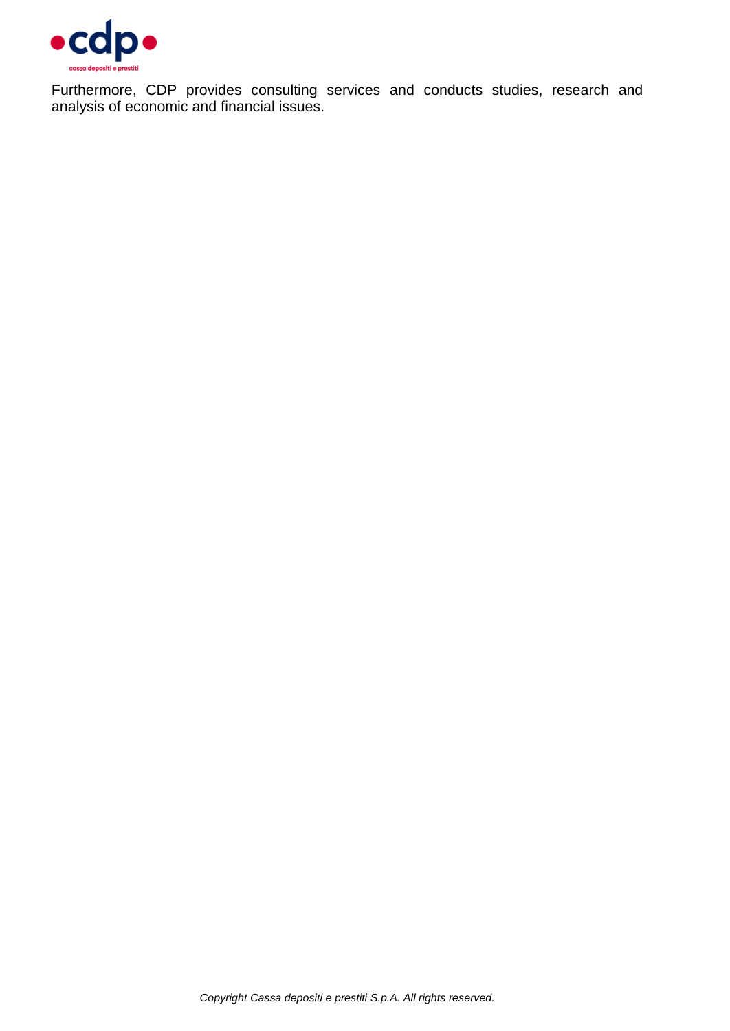Furthermore, CDP provides consulting services and conducts studies, research and analysis of economic and financial issues.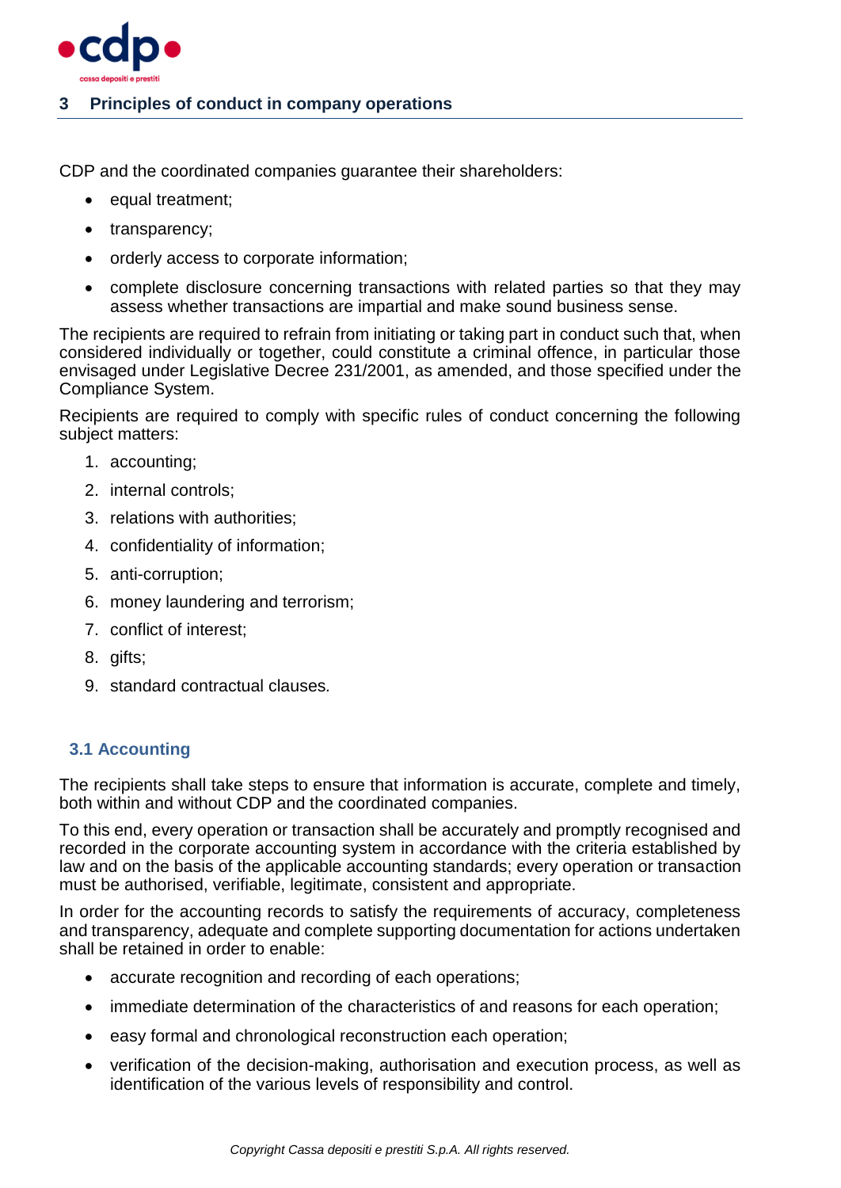## 3 Principles of conduct in company operations

CDP and the coordinated companies guarantee their shareholders:

- equal treatment;
- transparency;
- orderly access to corporate information;
- complete disclosure concerning transactions with related parties so that they may assess whether transactions are impartial and make sound business sense.

The recipients are required to refrain from initiating or taking part in conduct such that, when considered individually or together, could constitute a criminal offence, in particular those envisaged under Legislative Decree 231/2001, as amended, and those specified under the Compliance System.

Recipients are required to comply with specific rules of conduct concerning the following subject matters:

1. accounting;
2. internal controls;
3. relations with authorities;
4. confidentiality of information;
5. anti-corruption;
6. money laundering and terrorism;
7. conflict of interest;
8. gifts;
9. standard contractual clauses.

### 3.1 Accounting

The recipients shall take steps to ensure that information is accurate, complete and timely, both within and without CDP and the coordinated companies.

To this end, every operation or transaction shall be accurately and promptly recognised and recorded in the corporate accounting system in accordance with the criteria established by law and on the basis of the applicable accounting standards; every operation or transaction must be authorised, verifiable, legitimate, consistent and appropriate.

In order for the accounting records to satisfy the requirements of accuracy, completeness and transparency, adequate and complete supporting documentation for actions undertaken shall be retained in order to enable:

- accurate recognition and recording of each operations;
- immediate determination of the characteristics of and reasons for each operation;
- easy formal and chronological reconstruction each operation;
- verification of the decision-making, authorisation and execution process, as well as identification of the various levels of responsibility and control.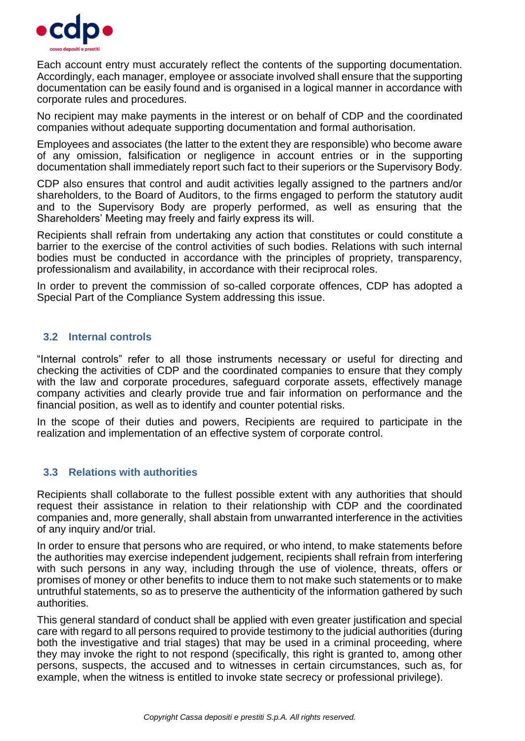Each account entry must accurately reflect the contents of the supporting documentation. Accordingly, each manager, employee or associate involved shall ensure that the supporting documentation can be easily found and is organised in a logical manner in accordance with corporate rules and procedures.

No recipient may make payments in the interest or on behalf of CDP and the coordinated companies without adequate supporting documentation and formal authorisation.

Employees and associates (the latter to the extent they are responsible) who become aware of any omission, falsification or negligence in account entries or in the supporting documentation shall immediately report such fact to their superiors or the Supervisory Body.

CDP also ensures that control and audit activities legally assigned to the partners and/or shareholders, to the Board of Auditors, to the firms engaged to perform the statutory audit and to the Supervisory Body are properly performed, as well as ensuring that the Shareholders' Meeting may freely and fairly express its will.

Recipients shall refrain from undertaking any action that constitutes or could constitute a barrier to the exercise of the control activities of such bodies. Relations with such internal bodies must be conducted in accordance with the principles of propriety, transparency, professionalism and availability, in accordance with their reciprocal roles.

In order to prevent the commission of so-called corporate offences, CDP has adopted a Special Part of the Compliance System addressing this issue.

### 3.2 Internal controls

"Internal controls" refer to all those instruments necessary or useful for directing and checking the activities of CDP and the coordinated companies to ensure that they comply with the law and corporate procedures, safeguard corporate assets, effectively manage company activities and clearly provide true and fair information on performance and the financial position, as well as to identify and counter potential risks.

In the scope of their duties and powers, Recipients are required to participate in the realization and implementation of an effective system of corporate control.

### 3.3 Relations with authorities

Recipients shall collaborate to the fullest possible extent with any authorities that should request their assistance in relation to their relationship with CDP and the coordinated companies and, more generally, shall abstain from unwarranted interference in the activities of any inquiry and/or trial.

In order to ensure that persons who are required, or who intend, to make statements before the authorities may exercise independent judgement, recipients shall refrain from interfering with such persons in any way, including through the use of violence, threats, offers or promises of money or other benefits to induce them to not make such statements or to make untruthful statements, so as to preserve the authenticity of the information gathered by such authorities.

This general standard of conduct shall be applied with even greater justification and special care with regard to all persons required to provide testimony to the judicial authorities (during both the investigative and trial stages) that may be used in a criminal proceeding, where they may invoke the right to not respond (specifically, this right is granted to, among other persons, suspects, the accused and to witnesses in certain circumstances, such as, for example, when the witness is entitled to invoke state secrecy or professional privilege).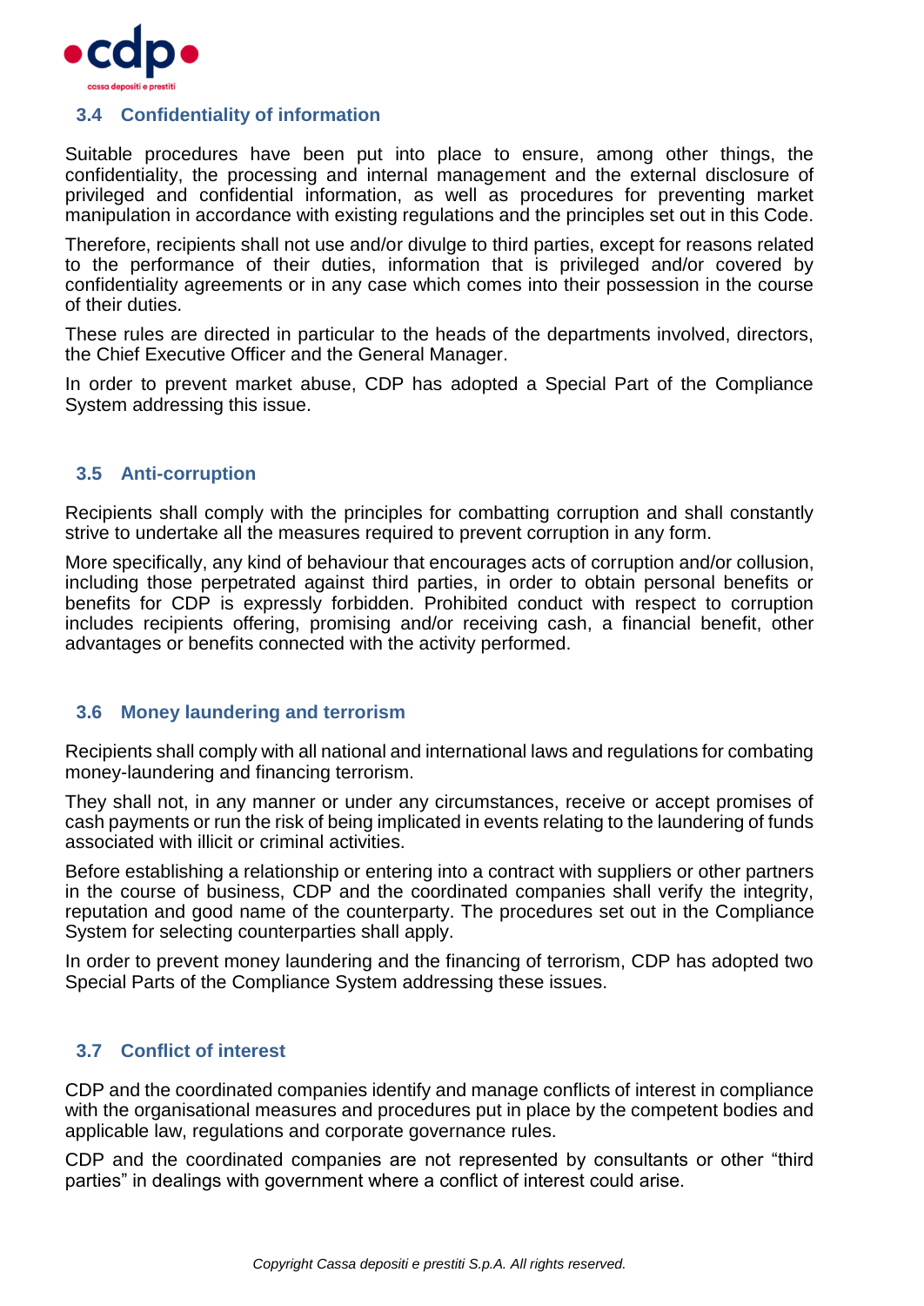### 3.4 Confidentiality of information

Suitable procedures have been put into place to ensure, among other things, the confidentiality, the processing and internal management and the external disclosure of privileged and confidential information, as well as procedures for preventing market manipulation in accordance with existing regulations and the principles set out in this Code.

Therefore, recipients shall not use and/or divulge to third parties, except for reasons related to the performance of their duties, information that is privileged and/or covered by confidentiality agreements or in any case which comes into their possession in the course of their duties.

These rules are directed in particular to the heads of the departments involved, directors, the Chief Executive Officer and the General Manager.

In order to prevent market abuse, CDP has adopted a Special Part of the Compliance System addressing this issue.

### 3.5 Anti-corruption

Recipients shall comply with the principles for combatting corruption and shall constantly strive to undertake all the measures required to prevent corruption in any form.

More specifically, any kind of behaviour that encourages acts of corruption and/or collusion, including those perpetrated against third parties, in order to obtain personal benefits or benefits for CDP is expressly forbidden. Prohibited conduct with respect to corruption includes recipients offering, promising and/or receiving cash, a financial benefit, other advantages or benefits connected with the activity performed.

### 3.6 Money laundering and terrorism

Recipients shall comply with all national and international laws and regulations for combating money-laundering and financing terrorism.

They shall not, in any manner or under any circumstances, receive or accept promises of cash payments or run the risk of being implicated in events relating to the laundering of funds associated with illicit or criminal activities.

Before establishing a relationship or entering into a contract with suppliers or other partners in the course of business, CDP and the coordinated companies shall verify the integrity, reputation and good name of the counterparty. The procedures set out in the Compliance System for selecting counterparties shall apply.

In order to prevent money laundering and the financing of terrorism, CDP has adopted two Special Parts of the Compliance System addressing these issues.

### 3.7 Conflict of interest

CDP and the coordinated companies identify and manage conflicts of interest in compliance with the organisational measures and procedures put in place by the competent bodies and applicable law, regulations and corporate governance rules.

CDP and the coordinated companies are not represented by consultants or other "third parties" in dealings with government where a conflict of interest could arise.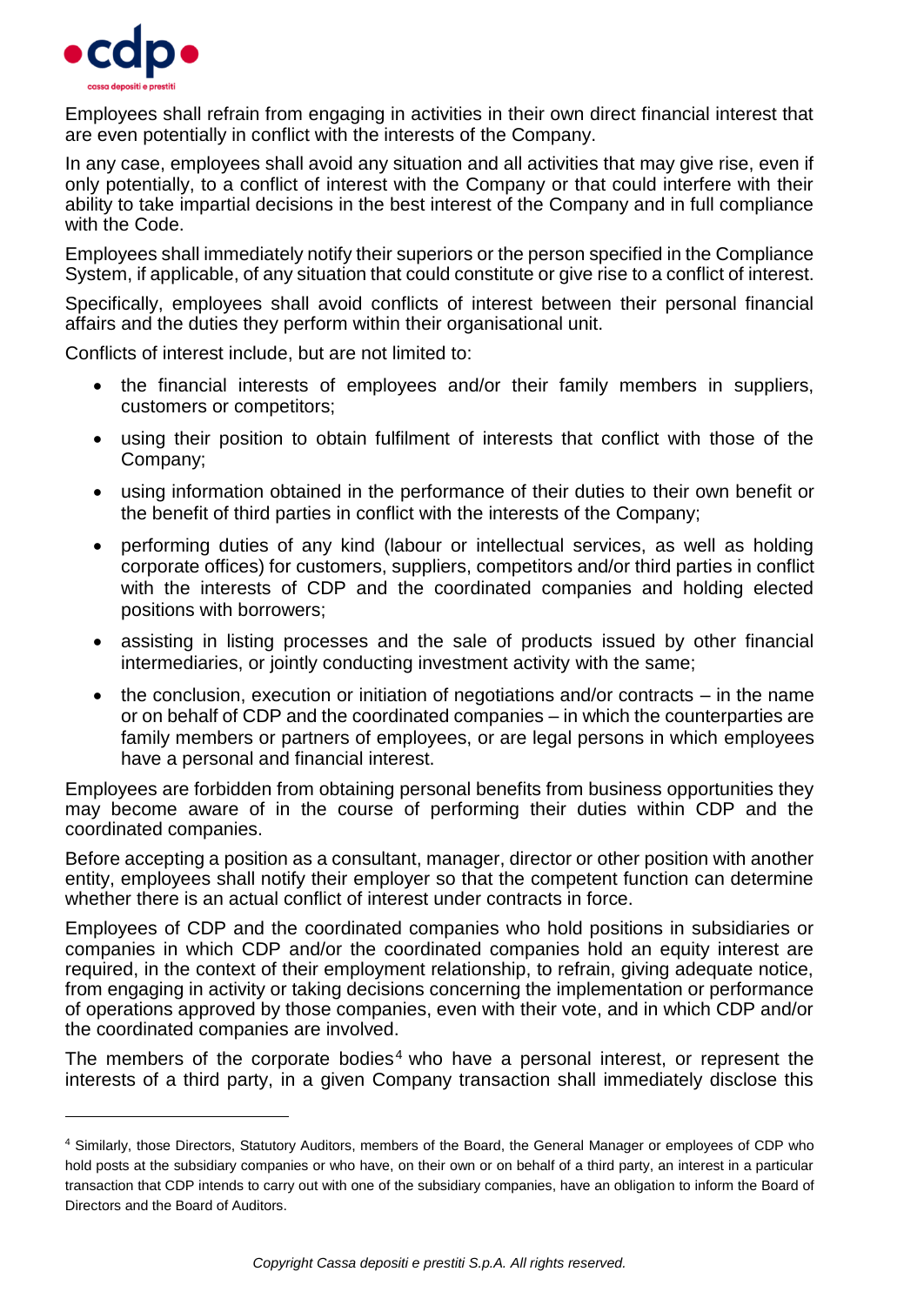Employees shall refrain from engaging in activities in their own direct financial interest that are even potentially in conflict with the interests of the Company.

In any case, employees shall avoid any situation and all activities that may give rise, even if only potentially, to a conflict of interest with the Company or that could interfere with their ability to take impartial decisions in the best interest of the Company and in full compliance with the Code.

Employees shall immediately notify their superiors or the person specified in the Compliance System, if applicable, of any situation that could constitute or give rise to a conflict of interest.

Specifically, employees shall avoid conflicts of interest between their personal financial affairs and the duties they perform within their organisational unit.

Conflicts of interest include, but are not limited to:

- the financial interests of employees and/or their family members in suppliers, customers or competitors;
- using their position to obtain fulfilment of interests that conflict with those of the Company;
- using information obtained in the performance of their duties to their own benefit or the benefit of third parties in conflict with the interests of the Company;
- performing duties of any kind (labour or intellectual services, as well as holding corporate offices) for customers, suppliers, competitors and/or third parties in conflict with the interests of CDP and the coordinated companies and holding elected positions with borrowers;
- assisting in listing processes and the sale of products issued by other financial intermediaries, or jointly conducting investment activity with the same;
- the conclusion, execution or initiation of negotiations and/or contracts – in the name or on behalf of CDP and the coordinated companies – in which the counterparties are family members or partners of employees, or are legal persons in which employees have a personal and financial interest.

Employees are forbidden from obtaining personal benefits from business opportunities they may become aware of in the course of performing their duties within CDP and the coordinated companies.

Before accepting a position as a consultant, manager, director or other position with another entity, employees shall notify their employer so that the competent function can determine whether there is an actual conflict of interest under contracts in force.

Employees of CDP and the coordinated companies who hold positions in subsidiaries or companies in which CDP and/or the coordinated companies hold an equity interest are required, in the context of their employment relationship, to refrain, giving adequate notice, from engaging in activity or taking decisions concerning the implementation or performance of operations approved by those companies, even with their vote, and in which CDP and/or the coordinated companies are involved.

The members of the corporate bodies[4] who have a personal interest, or represent the interests of a third party, in a given Company transaction shall immediately disclose this

---

[4] Similarly, those Directors, Statutory Auditors, members of the Board, the General Manager or employees of CDP who hold posts at the subsidiary companies or who have, on their own or on behalf of a third party, an interest in a particular transaction that CDP intends to carry out with one of the subsidiary companies, have an obligation to inform the Board of Directors and the Board of Auditors.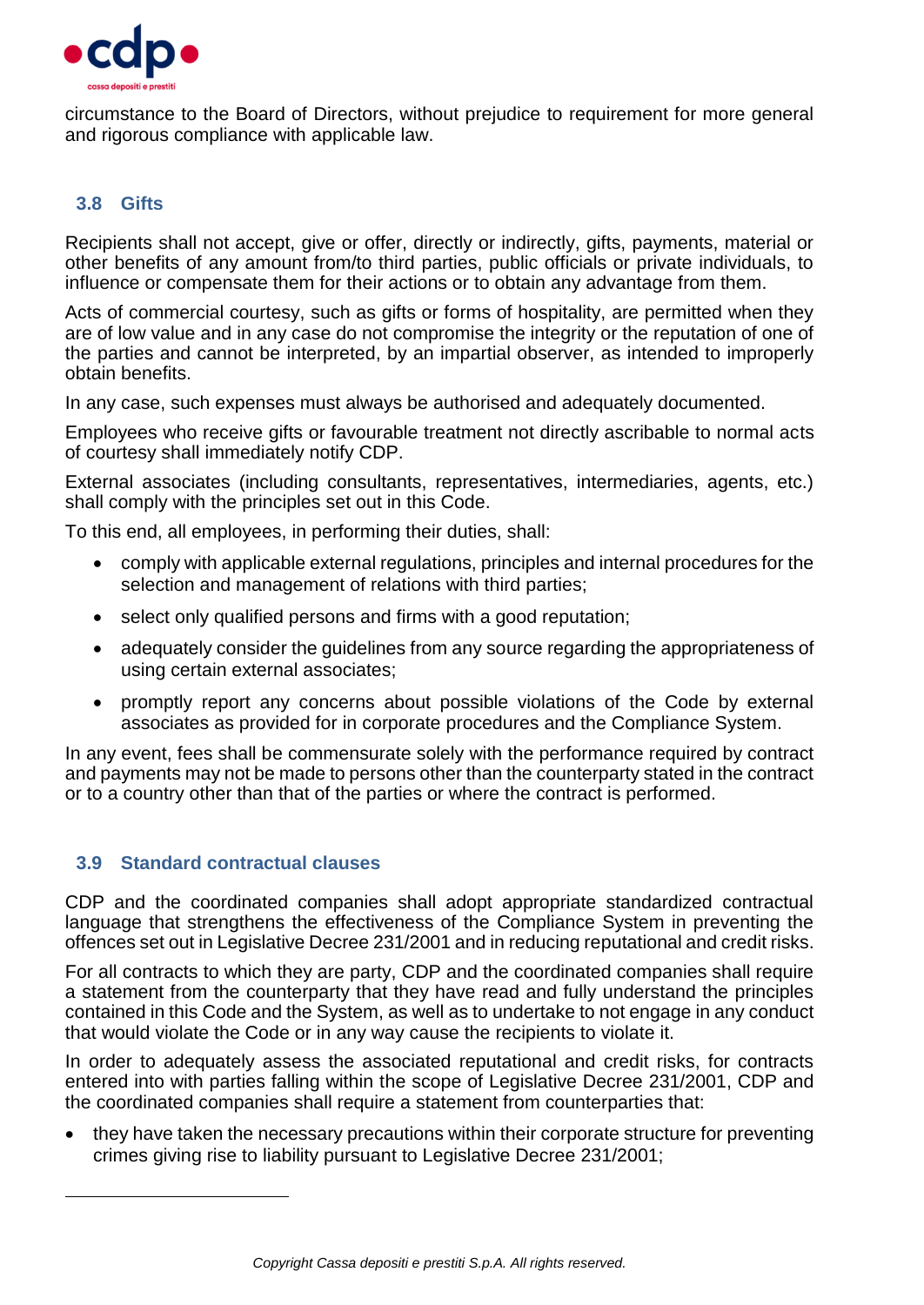circumstance to the Board of Directors, without prejudice to requirement for more general and rigorous compliance with applicable law.

### 3.8 Gifts

Recipients shall not accept, give or offer, directly or indirectly, gifts, payments, material or other benefits of any amount from/to third parties, public officials or private individuals, to influence or compensate them for their actions or to obtain any advantage from them.

Acts of commercial courtesy, such as gifts or forms of hospitality, are permitted when they are of low value and in any case do not compromise the integrity or the reputation of one of the parties and cannot be interpreted, by an impartial observer, as intended to improperly obtain benefits.

In any case, such expenses must always be authorised and adequately documented.

Employees who receive gifts or favourable treatment not directly ascribable to normal acts of courtesy shall immediately notify CDP.

External associates (including consultants, representatives, intermediaries, agents, etc.) shall comply with the principles set out in this Code.

To this end, all employees, in performing their duties, shall:

- comply with applicable external regulations, principles and internal procedures for the selection and management of relations with third parties;
- select only qualified persons and firms with a good reputation;
- adequately consider the guidelines from any source regarding the appropriateness of using certain external associates;
- promptly report any concerns about possible violations of the Code by external associates as provided for in corporate procedures and the Compliance System.

In any event, fees shall be commensurate solely with the performance required by contract and payments may not be made to persons other than the counterparty stated in the contract or to a country other than that of the parties or where the contract is performed.

### 3.9 Standard contractual clauses

CDP and the coordinated companies shall adopt appropriate standardized contractual language that strengthens the effectiveness of the Compliance System in preventing the offences set out in Legislative Decree 231/2001 and in reducing reputational and credit risks.

For all contracts to which they are party, CDP and the coordinated companies shall require a statement from the counterparty that they have read and fully understand the principles contained in this Code and the System, as well as to undertake to not engage in any conduct that would violate the Code or in any way cause the recipients to violate it.

In order to adequately assess the associated reputational and credit risks, for contracts entered into with parties falling within the scope of Legislative Decree 231/2001, CDP and the coordinated companies shall require a statement from counterparties that:

- they have taken the necessary precautions within their corporate structure for preventing crimes giving rise to liability pursuant to Legislative Decree 231/2001;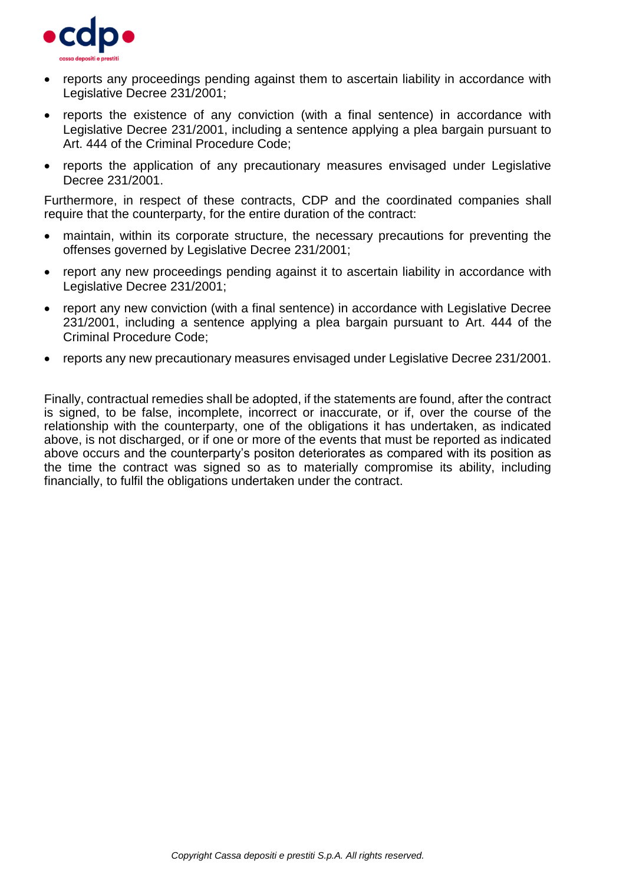- reports any proceedings pending against them to ascertain liability in accordance with Legislative Decree 231/2001;
- reports the existence of any conviction (with a final sentence) in accordance with Legislative Decree 231/2001, including a sentence applying a plea bargain pursuant to Art. 444 of the Criminal Procedure Code;
- reports the application of any precautionary measures envisaged under Legislative Decree 231/2001.

Furthermore, in respect of these contracts, CDP and the coordinated companies shall require that the counterparty, for the entire duration of the contract:

- maintain, within its corporate structure, the necessary precautions for preventing the offenses governed by Legislative Decree 231/2001;
- report any new proceedings pending against it to ascertain liability in accordance with Legislative Decree 231/2001;
- report any new conviction (with a final sentence) in accordance with Legislative Decree 231/2001, including a sentence applying a plea bargain pursuant to Art. 444 of the Criminal Procedure Code;
- reports any new precautionary measures envisaged under Legislative Decree 231/2001.

Finally, contractual remedies shall be adopted, if the statements are found, after the contract is signed, to be false, incomplete, incorrect or inaccurate, or if, over the course of the relationship with the counterparty, one of the obligations it has undertaken, as indicated above, is not discharged, or if one or more of the events that must be reported as indicated above occurs and the counterparty's positon deteriorates as compared with its position as the time the contract was signed so as to materially compromise its ability, including financially, to fulfil the obligations undertaken under the contract.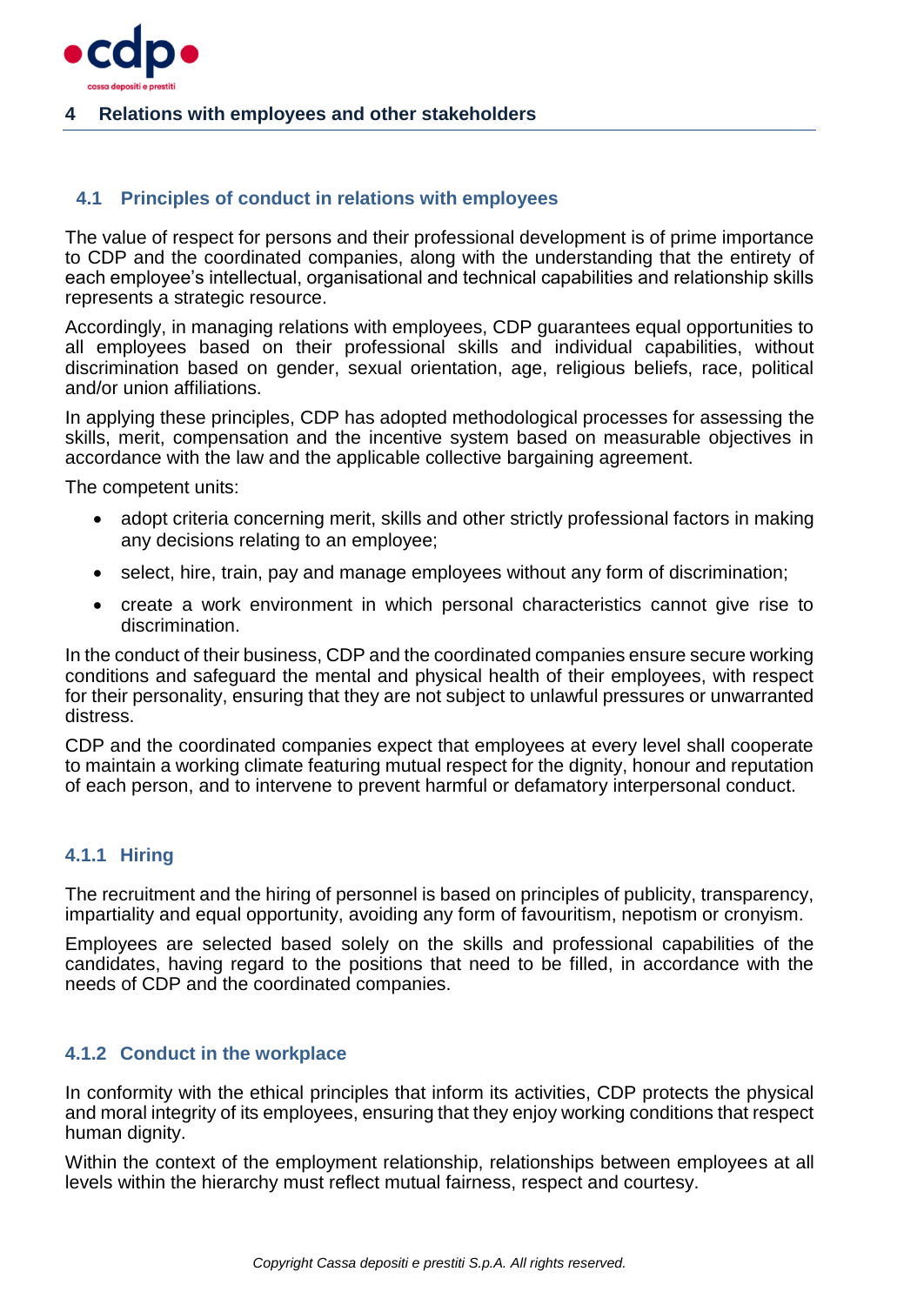# 4 Relations with employees and other stakeholders

## 4.1 Principles of conduct in relations with employees

The value of respect for persons and their professional development is of prime importance to CDP and the coordinated companies, along with the understanding that the entirety of each employee's intellectual, organisational and technical capabilities and relationship skills represents a strategic resource.

Accordingly, in managing relations with employees, CDP guarantees equal opportunities to all employees based on their professional skills and individual capabilities, without discrimination based on gender, sexual orientation, age, religious beliefs, race, political and/or union affiliations.

In applying these principles, CDP has adopted methodological processes for assessing the skills, merit, compensation and the incentive system based on measurable objectives in accordance with the law and the applicable collective bargaining agreement.

The competent units:

- adopt criteria concerning merit, skills and other strictly professional factors in making any decisions relating to an employee;
- select, hire, train, pay and manage employees without any form of discrimination;
- create a work environment in which personal characteristics cannot give rise to discrimination.

In the conduct of their business, CDP and the coordinated companies ensure secure working conditions and safeguard the mental and physical health of their employees, with respect for their personality, ensuring that they are not subject to unlawful pressures or unwarranted distress.

CDP and the coordinated companies expect that employees at every level shall cooperate to maintain a working climate featuring mutual respect for the dignity, honour and reputation of each person, and to intervene to prevent harmful or defamatory interpersonal conduct.

### 4.1.1 Hiring

The recruitment and the hiring of personnel is based on principles of publicity, transparency, impartiality and equal opportunity, avoiding any form of favouritism, nepotism or cronyism.

Employees are selected based solely on the skills and professional capabilities of the candidates, having regard to the positions that need to be filled, in accordance with the needs of CDP and the coordinated companies.

### 4.1.2 Conduct in the workplace

In conformity with the ethical principles that inform its activities, CDP protects the physical and moral integrity of its employees, ensuring that they enjoy working conditions that respect human dignity.

Within the context of the employment relationship, relationships between employees at all levels within the hierarchy must reflect mutual fairness, respect and courtesy.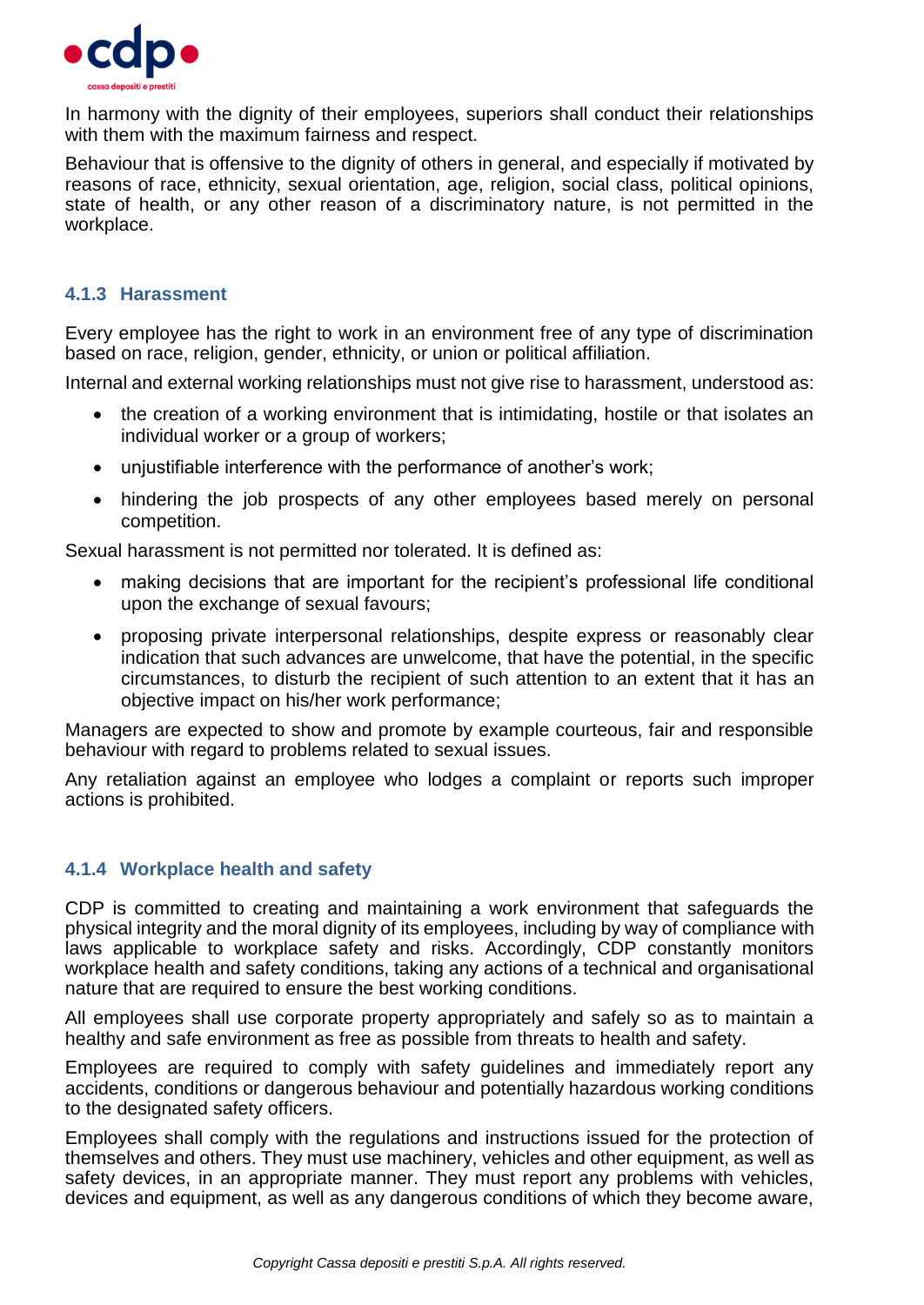In harmony with the dignity of their employees, superiors shall conduct their relationships with them with the maximum fairness and respect.

Behaviour that is offensive to the dignity of others in general, and especially if motivated by reasons of race, ethnicity, sexual orientation, age, religion, social class, political opinions, state of health, or any other reason of a discriminatory nature, is not permitted in the workplace.

### 4.1.3 Harassment

Every employee has the right to work in an environment free of any type of discrimination based on race, religion, gender, ethnicity, or union or political affiliation.

Internal and external working relationships must not give rise to harassment, understood as:

- the creation of a working environment that is intimidating, hostile or that isolates an individual worker or a group of workers;
- unjustifiable interference with the performance of another's work;
- hindering the job prospects of any other employees based merely on personal competition.

Sexual harassment is not permitted nor tolerated. It is defined as:

- making decisions that are important for the recipient's professional life conditional upon the exchange of sexual favours;
- proposing private interpersonal relationships, despite express or reasonably clear indication that such advances are unwelcome, that have the potential, in the specific circumstances, to disturb the recipient of such attention to an extent that it has an objective impact on his/her work performance;

Managers are expected to show and promote by example courteous, fair and responsible behaviour with regard to problems related to sexual issues.

Any retaliation against an employee who lodges a complaint or reports such improper actions is prohibited.

### 4.1.4 Workplace health and safety

CDP is committed to creating and maintaining a work environment that safeguards the physical integrity and the moral dignity of its employees, including by way of compliance with laws applicable to workplace safety and risks. Accordingly, CDP constantly monitors workplace health and safety conditions, taking any actions of a technical and organisational nature that are required to ensure the best working conditions.

All employees shall use corporate property appropriately and safely so as to maintain a healthy and safe environment as free as possible from threats to health and safety.

Employees are required to comply with safety guidelines and immediately report any accidents, conditions or dangerous behaviour and potentially hazardous working conditions to the designated safety officers.

Employees shall comply with the regulations and instructions issued for the protection of themselves and others. They must use machinery, vehicles and other equipment, as well as safety devices, in an appropriate manner. They must report any problems with vehicles, devices and equipment, as well as any dangerous conditions of which they become aware,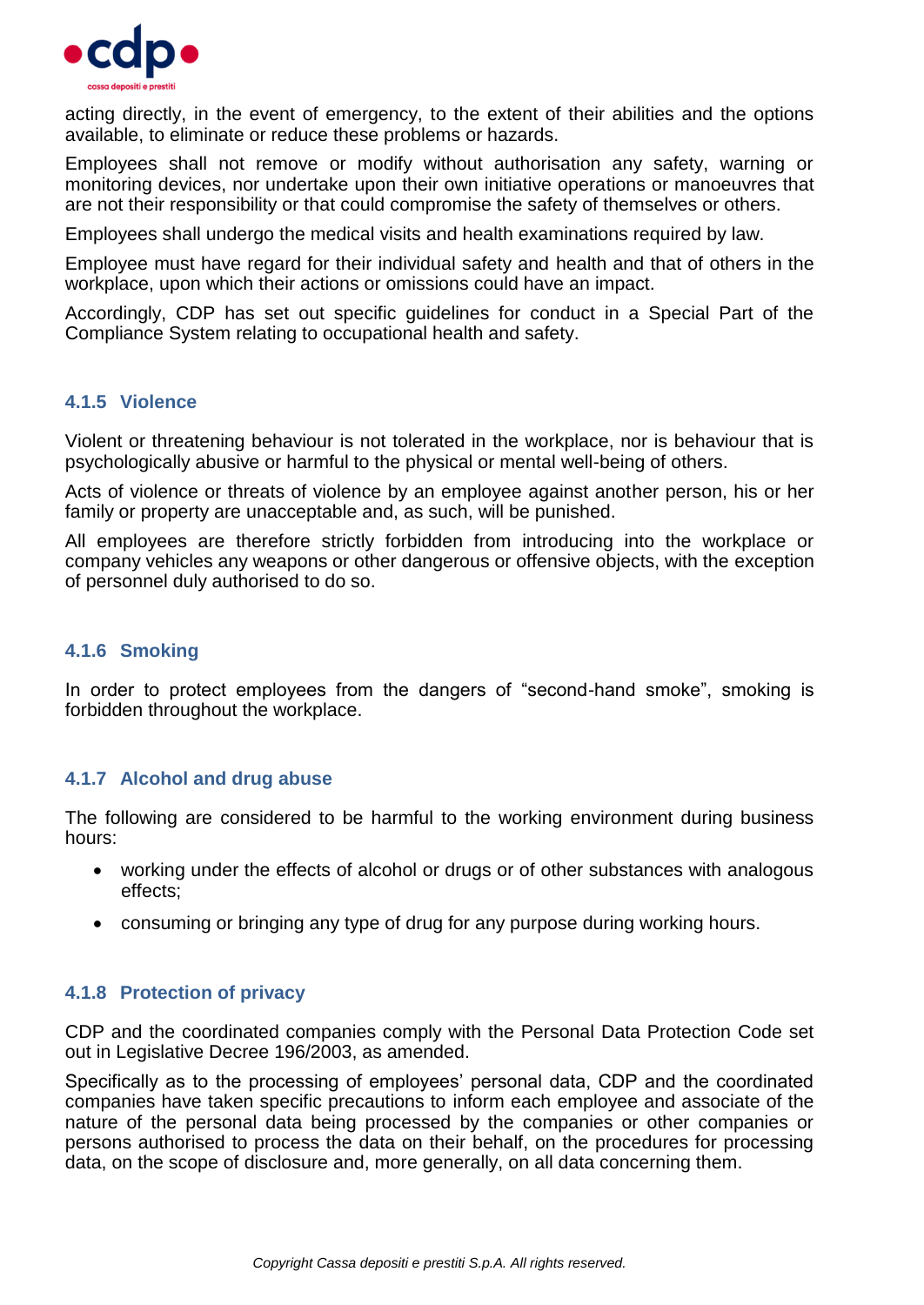acting directly, in the event of emergency, to the extent of their abilities and the options available, to eliminate or reduce these problems or hazards.

Employees shall not remove or modify without authorisation any safety, warning or monitoring devices, nor undertake upon their own initiative operations or manoeuvres that are not their responsibility or that could compromise the safety of themselves or others.

Employees shall undergo the medical visits and health examinations required by law.

Employee must have regard for their individual safety and health and that of others in the workplace, upon which their actions or omissions could have an impact.

Accordingly, CDP has set out specific guidelines for conduct in a Special Part of the Compliance System relating to occupational health and safety.

### 4.1.5 Violence

Violent or threatening behaviour is not tolerated in the workplace, nor is behaviour that is psychologically abusive or harmful to the physical or mental well-being of others.

Acts of violence or threats of violence by an employee against another person, his or her family or property are unacceptable and, as such, will be punished.

All employees are therefore strictly forbidden from introducing into the workplace or company vehicles any weapons or other dangerous or offensive objects, with the exception of personnel duly authorised to do so.

### 4.1.6 Smoking

In order to protect employees from the dangers of "second-hand smoke", smoking is forbidden throughout the workplace.

### 4.1.7 Alcohol and drug abuse

The following are considered to be harmful to the working environment during business hours:

- working under the effects of alcohol or drugs or of other substances with analogous effects;
- consuming or bringing any type of drug for any purpose during working hours.

### 4.1.8 Protection of privacy

CDP and the coordinated companies comply with the Personal Data Protection Code set out in Legislative Decree 196/2003, as amended.

Specifically as to the processing of employees' personal data, CDP and the coordinated companies have taken specific precautions to inform each employee and associate of the nature of the personal data being processed by the companies or other companies or persons authorised to process the data on their behalf, on the procedures for processing data, on the scope of disclosure and, more generally, on all data concerning them.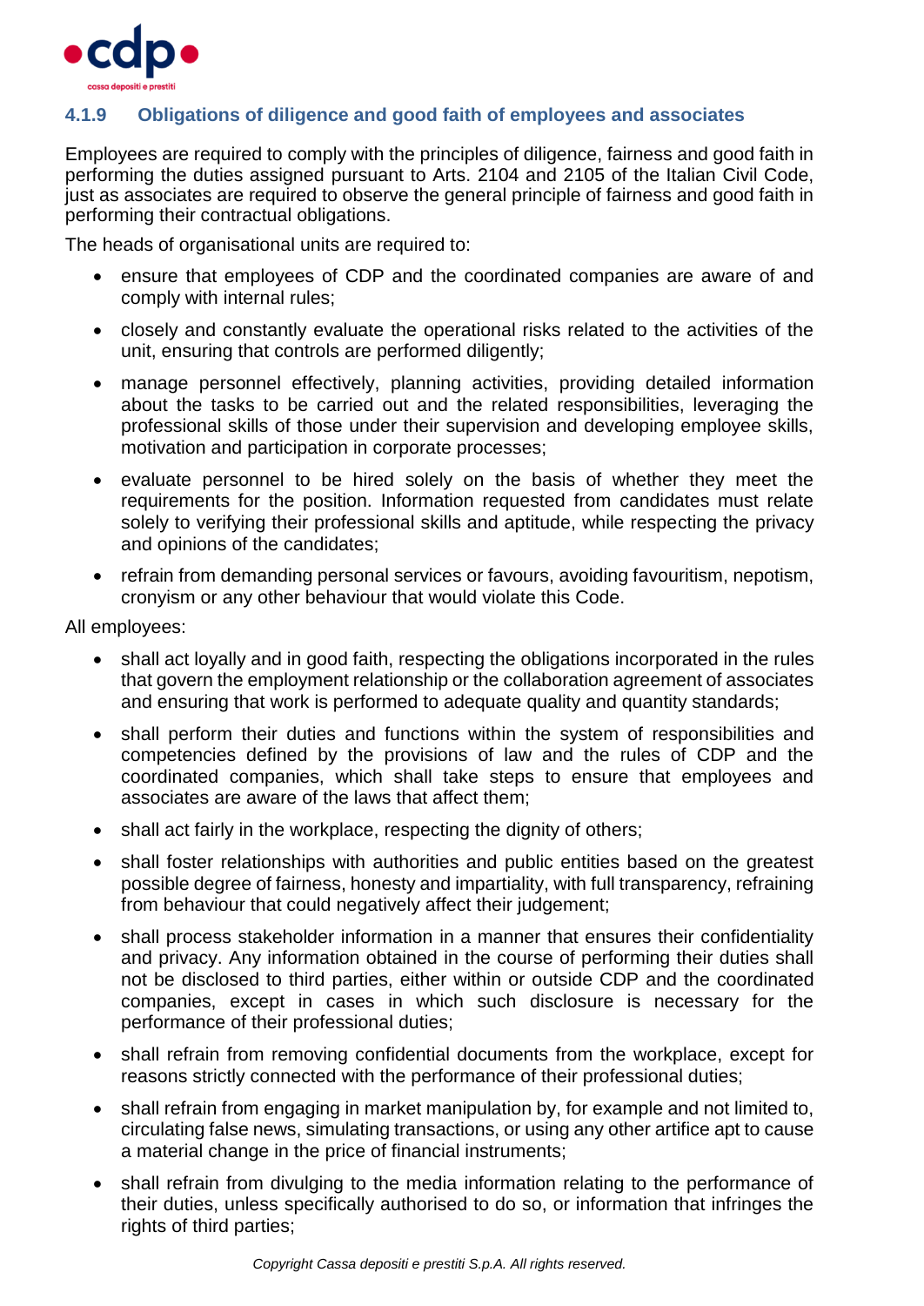### 4.1.9 Obligations of diligence and good faith of employees and associates

Employees are required to comply with the principles of diligence, fairness and good faith in performing the duties assigned pursuant to Arts. 2104 and 2105 of the Italian Civil Code, just as associates are required to observe the general principle of fairness and good faith in performing their contractual obligations.

The heads of organisational units are required to:

- ensure that employees of CDP and the coordinated companies are aware of and comply with internal rules;
- closely and constantly evaluate the operational risks related to the activities of the unit, ensuring that controls are performed diligently;
- manage personnel effectively, planning activities, providing detailed information about the tasks to be carried out and the related responsibilities, leveraging the professional skills of those under their supervision and developing employee skills, motivation and participation in corporate processes;
- evaluate personnel to be hired solely on the basis of whether they meet the requirements for the position. Information requested from candidates must relate solely to verifying their professional skills and aptitude, while respecting the privacy and opinions of the candidates;
- refrain from demanding personal services or favours, avoiding favouritism, nepotism, cronyism or any other behaviour that would violate this Code.

All employees:

- shall act loyally and in good faith, respecting the obligations incorporated in the rules that govern the employment relationship or the collaboration agreement of associates and ensuring that work is performed to adequate quality and quantity standards;
- shall perform their duties and functions within the system of responsibilities and competencies defined by the provisions of law and the rules of CDP and the coordinated companies, which shall take steps to ensure that employees and associates are aware of the laws that affect them;
- shall act fairly in the workplace, respecting the dignity of others;
- shall foster relationships with authorities and public entities based on the greatest possible degree of fairness, honesty and impartiality, with full transparency, refraining from behaviour that could negatively affect their judgement;
- shall process stakeholder information in a manner that ensures their confidentiality and privacy. Any information obtained in the course of performing their duties shall not be disclosed to third parties, either within or outside CDP and the coordinated companies, except in cases in which such disclosure is necessary for the performance of their professional duties;
- shall refrain from removing confidential documents from the workplace, except for reasons strictly connected with the performance of their professional duties;
- shall refrain from engaging in market manipulation by, for example and not limited to, circulating false news, simulating transactions, or using any other artifice apt to cause a material change in the price of financial instruments;
- shall refrain from divulging to the media information relating to the performance of their duties, unless specifically authorised to do so, or information that infringes the rights of third parties;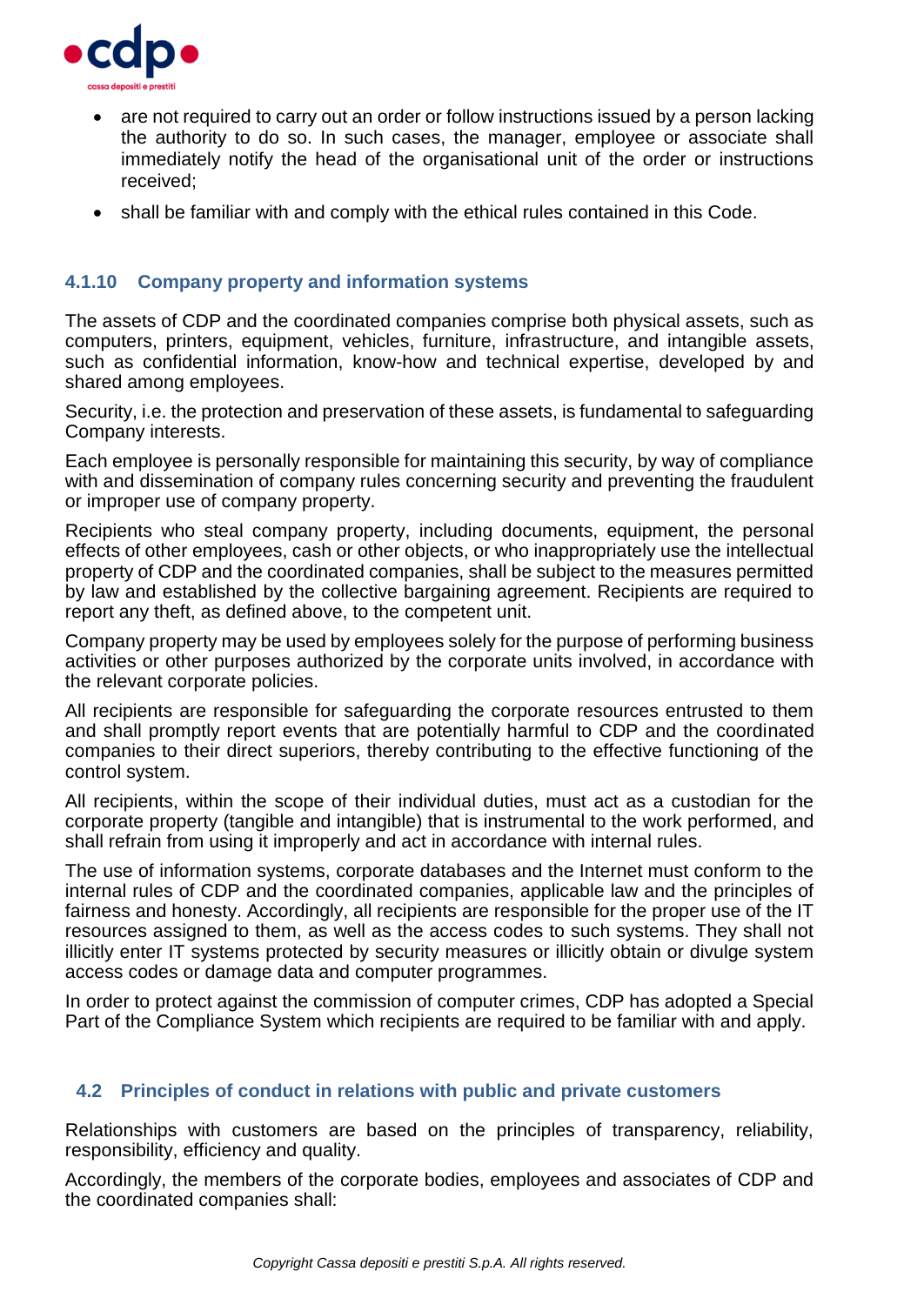- are not required to carry out an order or follow instructions issued by a person lacking the authority to do so. In such cases, the manager, employee or associate shall immediately notify the head of the organisational unit of the order or instructions received;
- shall be familiar with and comply with the ethical rules contained in this Code.

### 4.1.10 Company property and information systems

The assets of CDP and the coordinated companies comprise both physical assets, such as computers, printers, equipment, vehicles, furniture, infrastructure, and intangible assets, such as confidential information, know-how and technical expertise, developed by and shared among employees.

Security, i.e. the protection and preservation of these assets, is fundamental to safeguarding Company interests.

Each employee is personally responsible for maintaining this security, by way of compliance with and dissemination of company rules concerning security and preventing the fraudulent or improper use of company property.

Recipients who steal company property, including documents, equipment, the personal effects of other employees, cash or other objects, or who inappropriately use the intellectual property of CDP and the coordinated companies, shall be subject to the measures permitted by law and established by the collective bargaining agreement. Recipients are required to report any theft, as defined above, to the competent unit.

Company property may be used by employees solely for the purpose of performing business activities or other purposes authorized by the corporate units involved, in accordance with the relevant corporate policies.

All recipients are responsible for safeguarding the corporate resources entrusted to them and shall promptly report events that are potentially harmful to CDP and the coordinated companies to their direct superiors, thereby contributing to the effective functioning of the control system.

All recipients, within the scope of their individual duties, must act as a custodian for the corporate property (tangible and intangible) that is instrumental to the work performed, and shall refrain from using it improperly and act in accordance with internal rules.

The use of information systems, corporate databases and the Internet must conform to the internal rules of CDP and the coordinated companies, applicable law and the principles of fairness and honesty. Accordingly, all recipients are responsible for the proper use of the IT resources assigned to them, as well as the access codes to such systems. They shall not illicitly enter IT systems protected by security measures or illicitly obtain or divulge system access codes or damage data and computer programmes.

In order to protect against the commission of computer crimes, CDP has adopted a Special Part of the Compliance System which recipients are required to be familiar with and apply.

## 4.2 Principles of conduct in relations with public and private customers

Relationships with customers are based on the principles of transparency, reliability, responsibility, efficiency and quality.

Accordingly, the members of the corporate bodies, employees and associates of CDP and the coordinated companies shall: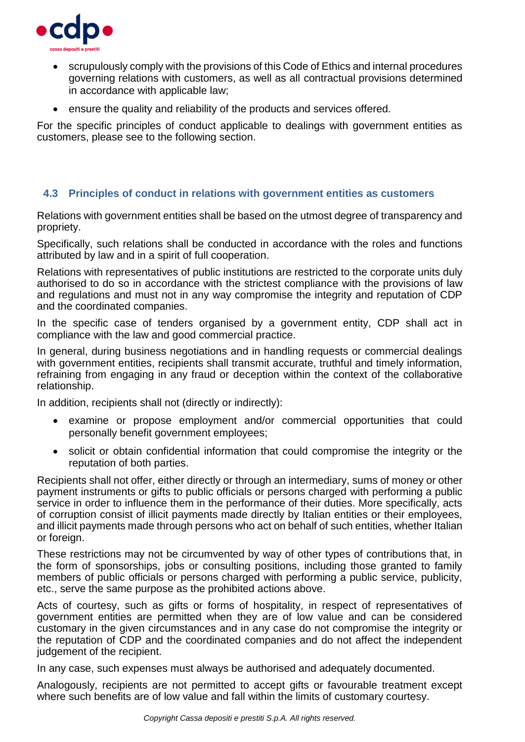- scrupulously comply with the provisions of this Code of Ethics and internal procedures governing relations with customers, as well as all contractual provisions determined in accordance with applicable law;
- ensure the quality and reliability of the products and services offered.

For the specific principles of conduct applicable to dealings with government entities as customers, please see to the following section.

### 4.3 Principles of conduct in relations with government entities as customers

Relations with government entities shall be based on the utmost degree of transparency and propriety.

Specifically, such relations shall be conducted in accordance with the roles and functions attributed by law and in a spirit of full cooperation.

Relations with representatives of public institutions are restricted to the corporate units duly authorised to do so in accordance with the strictest compliance with the provisions of law and regulations and must not in any way compromise the integrity and reputation of CDP and the coordinated companies.

In the specific case of tenders organised by a government entity, CDP shall act in compliance with the law and good commercial practice.

In general, during business negotiations and in handling requests or commercial dealings with government entities, recipients shall transmit accurate, truthful and timely information, refraining from engaging in any fraud or deception within the context of the collaborative relationship.

In addition, recipients shall not (directly or indirectly):

- examine or propose employment and/or commercial opportunities that could personally benefit government employees;
- solicit or obtain confidential information that could compromise the integrity or the reputation of both parties.

Recipients shall not offer, either directly or through an intermediary, sums of money or other payment instruments or gifts to public officials or persons charged with performing a public service in order to influence them in the performance of their duties. More specifically, acts of corruption consist of illicit payments made directly by Italian entities or their employees, and illicit payments made through persons who act on behalf of such entities, whether Italian or foreign.

These restrictions may not be circumvented by way of other types of contributions that, in the form of sponsorships, jobs or consulting positions, including those granted to family members of public officials or persons charged with performing a public service, publicity, etc., serve the same purpose as the prohibited actions above.

Acts of courtesy, such as gifts or forms of hospitality, in respect of representatives of government entities are permitted when they are of low value and can be considered customary in the given circumstances and in any case do not compromise the integrity or the reputation of CDP and the coordinated companies and do not affect the independent judgement of the recipient.

In any case, such expenses must always be authorised and adequately documented.

Analogously, recipients are not permitted to accept gifts or favourable treatment except where such benefits are of low value and fall within the limits of customary courtesy.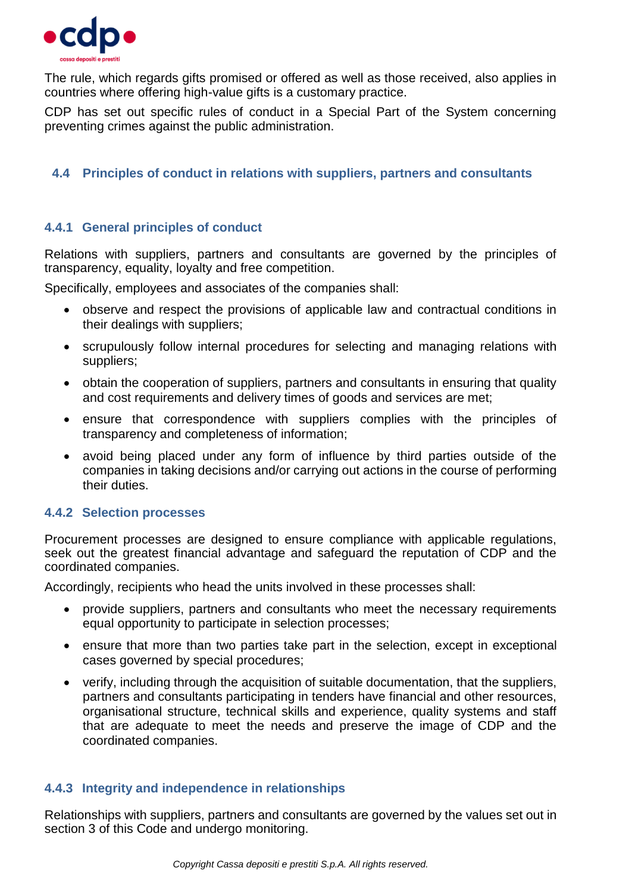The rule, which regards gifts promised or offered as well as those received, also applies in countries where offering high-value gifts is a customary practice.

CDP has set out specific rules of conduct in a Special Part of the System concerning preventing crimes against the public administration.

## 4.4 Principles of conduct in relations with suppliers, partners and consultants

### 4.4.1 General principles of conduct

Relations with suppliers, partners and consultants are governed by the principles of transparency, equality, loyalty and free competition.

Specifically, employees and associates of the companies shall:

- observe and respect the provisions of applicable law and contractual conditions in their dealings with suppliers;
- scrupulously follow internal procedures for selecting and managing relations with suppliers;
- obtain the cooperation of suppliers, partners and consultants in ensuring that quality and cost requirements and delivery times of goods and services are met;
- ensure that correspondence with suppliers complies with the principles of transparency and completeness of information;
- avoid being placed under any form of influence by third parties outside of the companies in taking decisions and/or carrying out actions in the course of performing their duties.

### 4.4.2 Selection processes

Procurement processes are designed to ensure compliance with applicable regulations, seek out the greatest financial advantage and safeguard the reputation of CDP and the coordinated companies.

Accordingly, recipients who head the units involved in these processes shall:

- provide suppliers, partners and consultants who meet the necessary requirements equal opportunity to participate in selection processes;
- ensure that more than two parties take part in the selection, except in exceptional cases governed by special procedures;
- verify, including through the acquisition of suitable documentation, that the suppliers, partners and consultants participating in tenders have financial and other resources, organisational structure, technical skills and experience, quality systems and staff that are adequate to meet the needs and preserve the image of CDP and the coordinated companies.

### 4.4.3 Integrity and independence in relationships

Relationships with suppliers, partners and consultants are governed by the values set out in section 3 of this Code and undergo monitoring.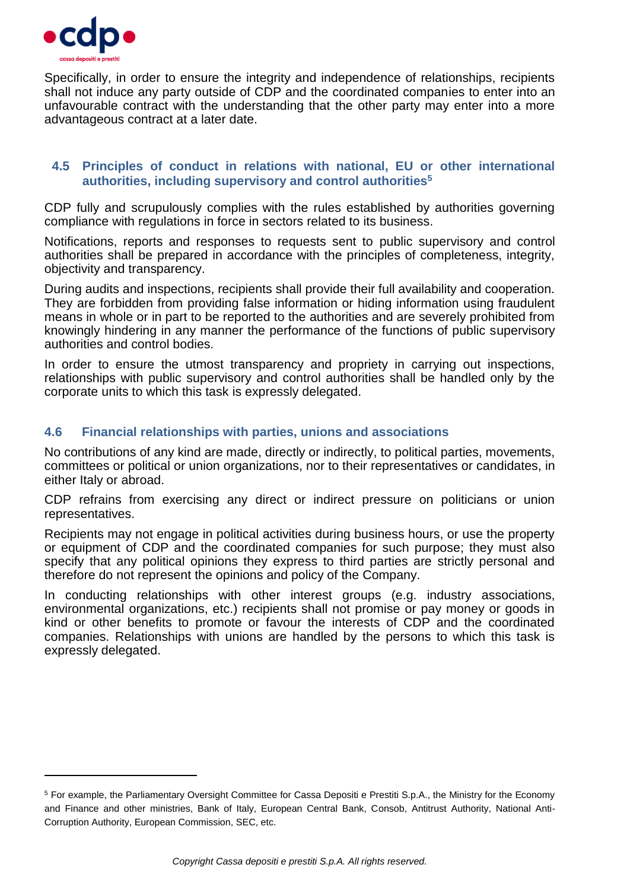Specifically, in order to ensure the integrity and independence of relationships, recipients shall not induce any party outside of CDP and the coordinated companies to enter into an unfavourable contract with the understanding that the other party may enter into a more advantageous contract at a later date.

### 4.5 Principles of conduct in relations with national, EU or other international authorities, including supervisory and control authorities[5]

CDP fully and scrupulously complies with the rules established by authorities governing compliance with regulations in force in sectors related to its business.

Notifications, reports and responses to requests sent to public supervisory and control authorities shall be prepared in accordance with the principles of completeness, integrity, objectivity and transparency.

During audits and inspections, recipients shall provide their full availability and cooperation. They are forbidden from providing false information or hiding information using fraudulent means in whole or in part to be reported to the authorities and are severely prohibited from knowingly hindering in any manner the performance of the functions of public supervisory authorities and control bodies.

In order to ensure the utmost transparency and propriety in carrying out inspections, relationships with public supervisory and control authorities shall be handled only by the corporate units to which this task is expressly delegated.

### 4.6 Financial relationships with parties, unions and associations

No contributions of any kind are made, directly or indirectly, to political parties, movements, committees or political or union organizations, nor to their representatives or candidates, in either Italy or abroad.

CDP refrains from exercising any direct or indirect pressure on politicians or union representatives.

Recipients may not engage in political activities during business hours, or use the property or equipment of CDP and the coordinated companies for such purpose; they must also specify that any political opinions they express to third parties are strictly personal and therefore do not represent the opinions and policy of the Company.

In conducting relationships with other interest groups (e.g. industry associations, environmental organizations, etc.) recipients shall not promise or pay money or goods in kind or other benefits to promote or favour the interests of CDP and the coordinated companies. Relationships with unions are handled by the persons to which this task is expressly delegated.

---

[5] For example, the Parliamentary Oversight Committee for Cassa Depositi e Prestiti S.p.A., the Ministry for the Economy and Finance and other ministries, Bank of Italy, European Central Bank, Consob, Antitrust Authority, National Anti-Corruption Authority, European Commission, SEC, etc.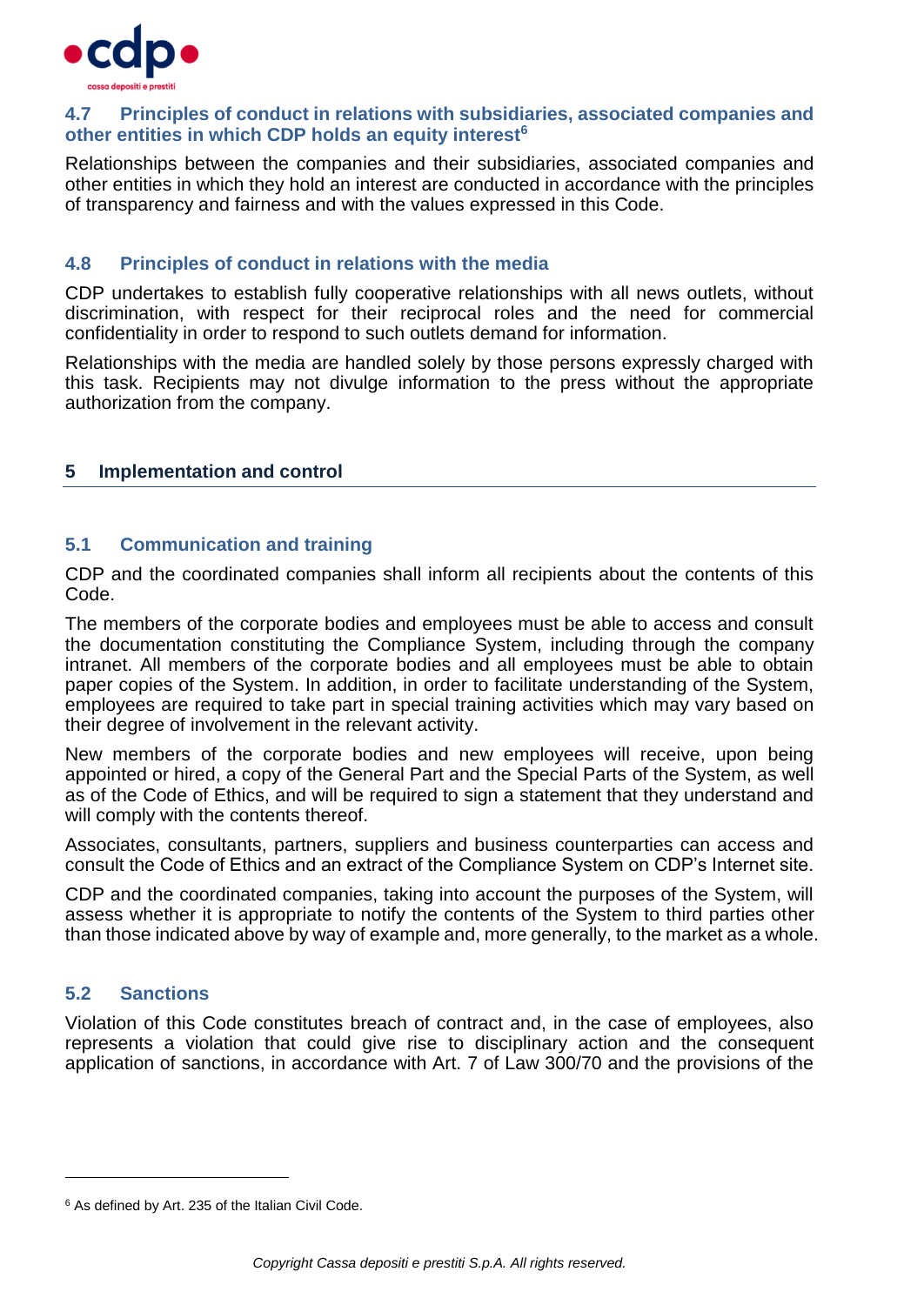### 4.7 Principles of conduct in relations with subsidiaries, associated companies and other entities in which CDP holds an equity interest[6]

Relationships between the companies and their subsidiaries, associated companies and other entities in which they hold an interest are conducted in accordance with the principles of transparency and fairness and with the values expressed in this Code.

### 4.8 Principles of conduct in relations with the media

CDP undertakes to establish fully cooperative relationships with all news outlets, without discrimination, with respect for their reciprocal roles and the need for commercial confidentiality in order to respond to such outlets demand for information.

Relationships with the media are handled solely by those persons expressly charged with this task. Recipients may not divulge information to the press without the appropriate authorization from the company.

## 5 Implementation and control

### 5.1 Communication and training

CDP and the coordinated companies shall inform all recipients about the contents of this Code.

The members of the corporate bodies and employees must be able to access and consult the documentation constituting the Compliance System, including through the company intranet. All members of the corporate bodies and all employees must be able to obtain paper copies of the System. In addition, in order to facilitate understanding of the System, employees are required to take part in special training activities which may vary based on their degree of involvement in the relevant activity.

New members of the corporate bodies and new employees will receive, upon being appointed or hired, a copy of the General Part and the Special Parts of the System, as well as of the Code of Ethics, and will be required to sign a statement that they understand and will comply with the contents thereof.

Associates, consultants, partners, suppliers and business counterparties can access and consult the Code of Ethics and an extract of the Compliance System on CDP's Internet site.

CDP and the coordinated companies, taking into account the purposes of the System, will assess whether it is appropriate to notify the contents of the System to third parties other than those indicated above by way of example and, more generally, to the market as a whole.

### 5.2 Sanctions

Violation of this Code constitutes breach of contract and, in the case of employees, also represents a violation that could give rise to disciplinary action and the consequent application of sanctions, in accordance with Art. 7 of Law 300/70 and the provisions of the

[6] As defined by Art. 235 of the Italian Civil Code.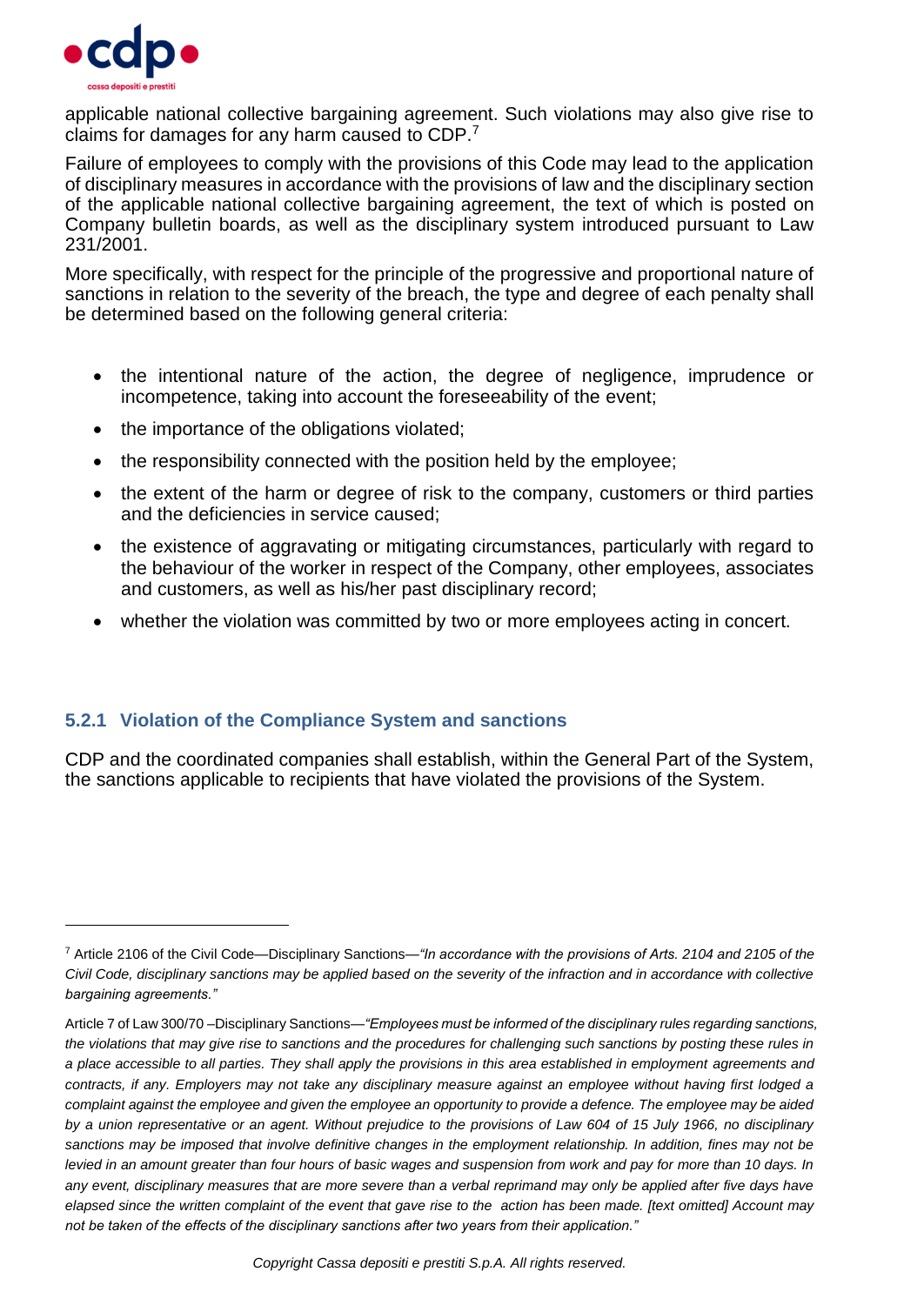applicable national collective bargaining agreement. Such violations may also give rise to claims for damages for any harm caused to CDP.[7]

Failure of employees to comply with the provisions of this Code may lead to the application of disciplinary measures in accordance with the provisions of law and the disciplinary section of the applicable national collective bargaining agreement, the text of which is posted on Company bulletin boards, as well as the disciplinary system introduced pursuant to Law 231/2001.

More specifically, with respect for the principle of the progressive and proportional nature of sanctions in relation to the severity of the breach, the type and degree of each penalty shall be determined based on the following general criteria:

- the intentional nature of the action, the degree of negligence, imprudence or incompetence, taking into account the foreseeability of the event;
- the importance of the obligations violated;
- the responsibility connected with the position held by the employee;
- the extent of the harm or degree of risk to the company, customers or third parties and the deficiencies in service caused;
- the existence of aggravating or mitigating circumstances, particularly with regard to the behaviour of the worker in respect of the Company, other employees, associates and customers, as well as his/her past disciplinary record;
- whether the violation was committed by two or more employees acting in concert.

### 5.2.1 Violation of the Compliance System and sanctions

CDP and the coordinated companies shall establish, within the General Part of the System, the sanctions applicable to recipients that have violated the provisions of the System.

---

[7] Article 2106 of the Civil Code—Disciplinary Sanctions—*"In accordance with the provisions of Arts. 2104 and 2105 of the Civil Code, disciplinary sanctions may be applied based on the severity of the infraction and in accordance with collective bargaining agreements."*

Article 7 of Law 300/70 –Disciplinary Sanctions—*"Employees must be informed of the disciplinary rules regarding sanctions, the violations that may give rise to sanctions and the procedures for challenging such sanctions by posting these rules in a place accessible to all parties. They shall apply the provisions in this area established in employment agreements and contracts, if any. Employers may not take any disciplinary measure against an employee without having first lodged a complaint against the employee and given the employee an opportunity to provide a defence. The employee may be aided by a union representative or an agent. Without prejudice to the provisions of Law 604 of 15 July 1966, no disciplinary sanctions may be imposed that involve definitive changes in the employment relationship. In addition, fines may not be levied in an amount greater than four hours of basic wages and suspension from work and pay for more than 10 days. In any event, disciplinary measures that are more severe than a verbal reprimand may only be applied after five days have elapsed since the written complaint of the event that gave rise to the action has been made. [text omitted] Account may not be taken of the effects of the disciplinary sanctions after two years from their application."*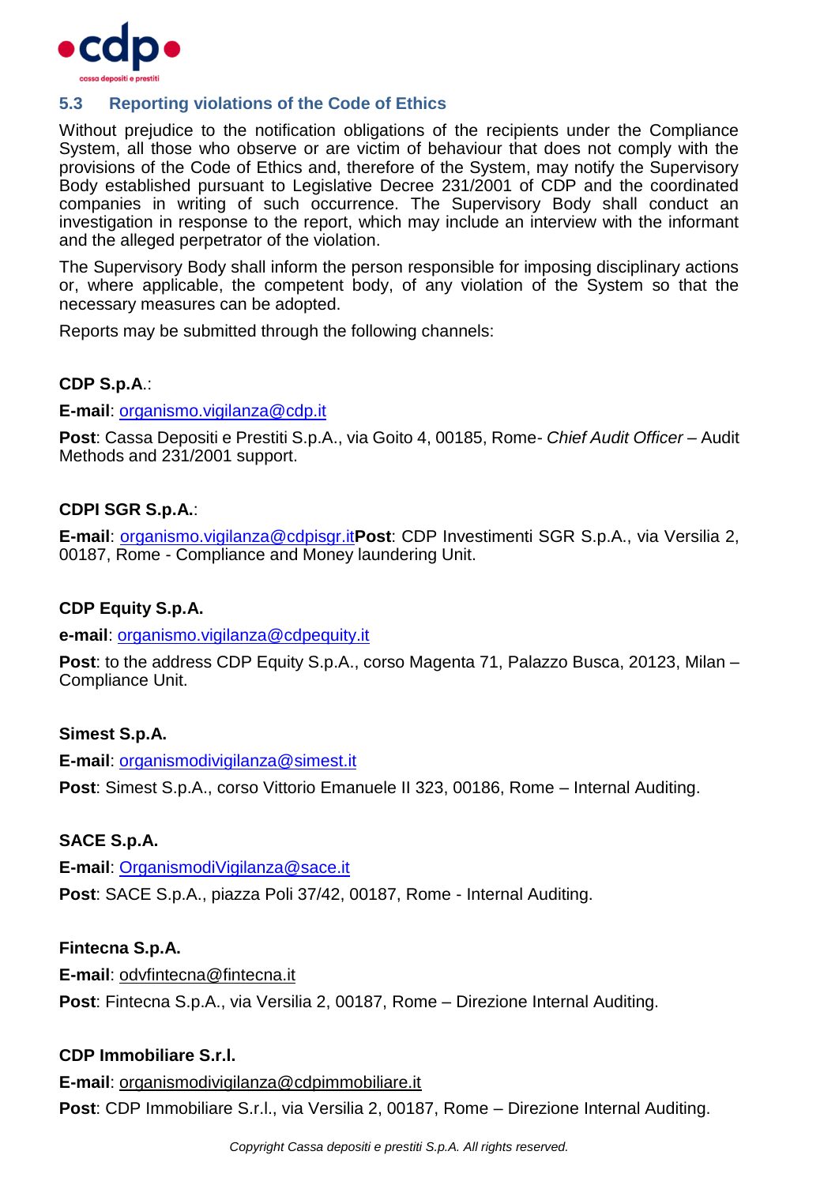### 5.3 Reporting violations of the Code of Ethics

Without prejudice to the notification obligations of the recipients under the Compliance System, all those who observe or are victim of behaviour that does not comply with the provisions of the Code of Ethics and, therefore of the System, may notify the Supervisory Body established pursuant to Legislative Decree 231/2001 of CDP and the coordinated companies in writing of such occurrence. The Supervisory Body shall conduct an investigation in response to the report, which may include an interview with the informant and the alleged perpetrator of the violation.

The Supervisory Body shall inform the person responsible for imposing disciplinary actions or, where applicable, the competent body, of any violation of the System so that the necessary measures can be adopted.

Reports may be submitted through the following channels:

**CDP S.p.A.**:

**E-mail**: organismo.vigilanza@cdp.it

**Post**: Cassa Depositi e Prestiti S.p.A., via Goito 4, 00185, Rome- *Chief Audit Officer* – Audit Methods and 231/2001 support.

**CDPI SGR S.p.A.**:

**E-mail**: organismo.vigilanza@cdpisgr.it**Post**: CDP Investimenti SGR S.p.A., via Versilia 2, 00187, Rome - Compliance and Money laundering Unit.

**CDP Equity S.p.A.**

**e-mail**: organismo.vigilanza@cdpequity.it

**Post**: to the address CDP Equity S.p.A., corso Magenta 71, Palazzo Busca, 20123, Milan – Compliance Unit.

**Simest S.p.A.**

**E-mail**: organismodivigilanza@simest.it

**Post**: Simest S.p.A., corso Vittorio Emanuele II 323, 00186, Rome – Internal Auditing.

**SACE S.p.A.**

**E-mail**: OrganismodiVigilanza@sace.it

**Post**: SACE S.p.A., piazza Poli 37/42, 00187, Rome - Internal Auditing.

**Fintecna S.p.A.**

**E-mail**: odvfintecna@fintecna.it

**Post**: Fintecna S.p.A., via Versilia 2, 00187, Rome – Direzione Internal Auditing.

**CDP Immobiliare S.r.l.**

**E-mail**: organismodivigilanza@cdpimmobiliare.it

**Post**: CDP Immobiliare S.r.l., via Versilia 2, 00187, Rome – Direzione Internal Auditing.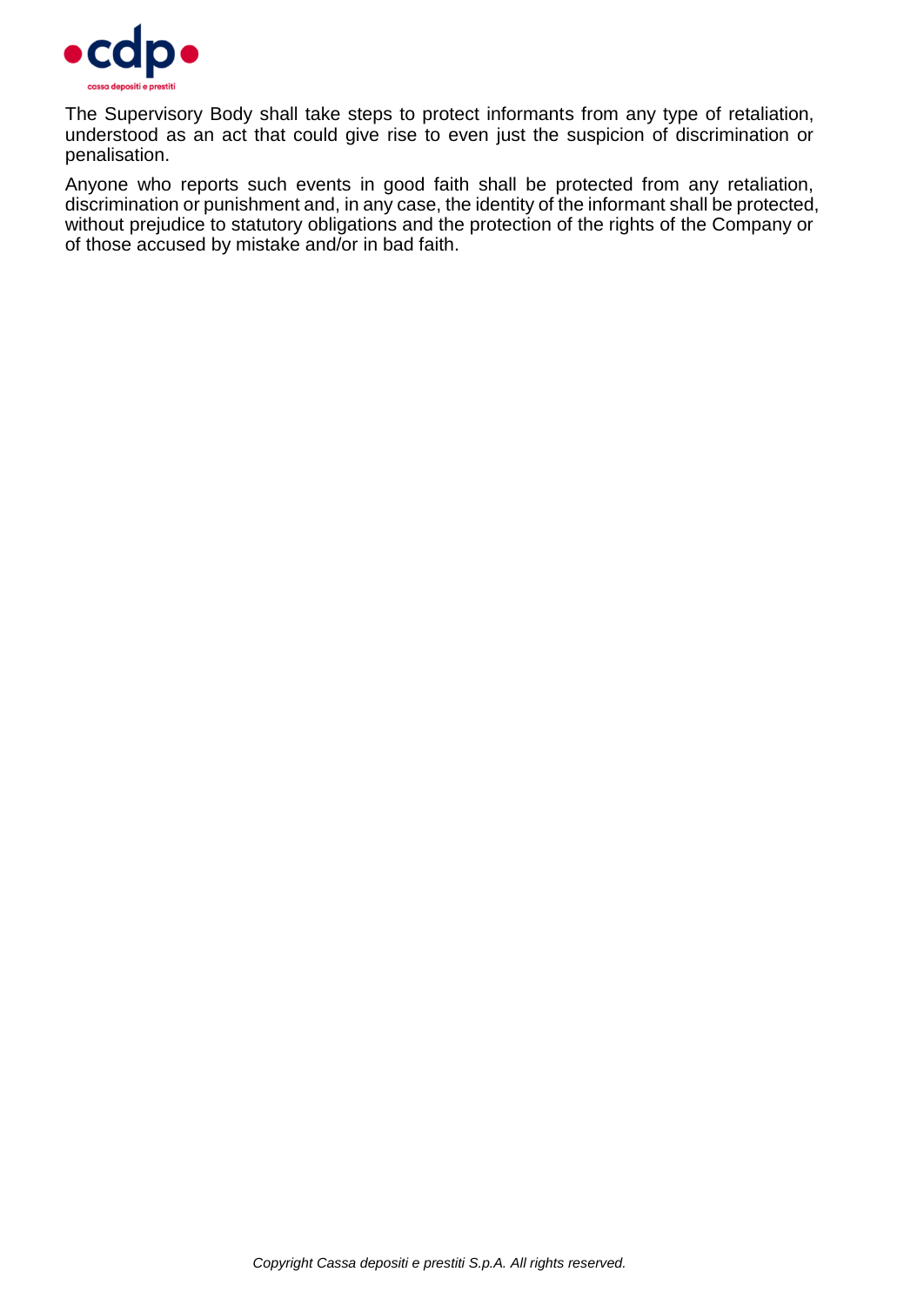The Supervisory Body shall take steps to protect informants from any type of retaliation, understood as an act that could give rise to even just the suspicion of discrimination or penalisation.

Anyone who reports such events in good faith shall be protected from any retaliation, discrimination or punishment and, in any case, the identity of the informant shall be protected, without prejudice to statutory obligations and the protection of the rights of the Company or of those accused by mistake and/or in bad faith.